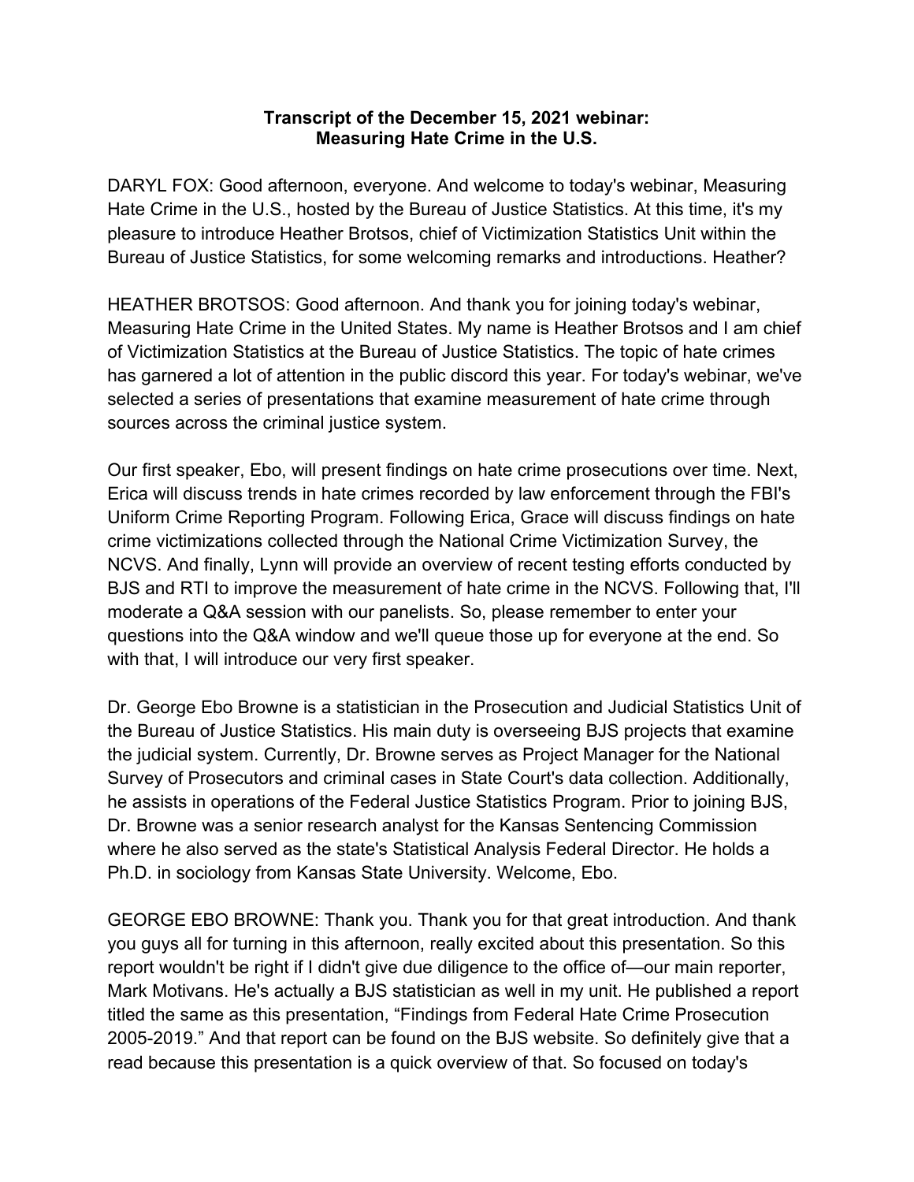**Transcript of the December 15, 2021 webinar:**
**Measuring Hate Crime in the U.S.**

DARYL FOX: Good afternoon, everyone. And welcome to today's webinar, Measuring Hate Crime in the U.S., hosted by the Bureau of Justice Statistics. At this time, it's my pleasure to introduce Heather Brotsos, chief of Victimization Statistics Unit within the Bureau of Justice Statistics, for some welcoming remarks and introductions. Heather?

HEATHER BROTSOS: Good afternoon. And thank you for joining today's webinar, Measuring Hate Crime in the United States. My name is Heather Brotsos and I am chief of Victimization Statistics at the Bureau of Justice Statistics. The topic of hate crimes has garnered a lot of attention in the public discord this year. For today's webinar, we've selected a series of presentations that examine measurement of hate crime through sources across the criminal justice system.

Our first speaker, Ebo, will present findings on hate crime prosecutions over time. Next, Erica will discuss trends in hate crimes recorded by law enforcement through the FBI's Uniform Crime Reporting Program. Following Erica, Grace will discuss findings on hate crime victimizations collected through the National Crime Victimization Survey, the NCVS. And finally, Lynn will provide an overview of recent testing efforts conducted by BJS and RTI to improve the measurement of hate crime in the NCVS. Following that, I'll moderate a Q&A session with our panelists. So, please remember to enter your questions into the Q&A window and we'll queue those up for everyone at the end. So with that, I will introduce our very first speaker.

Dr. George Ebo Browne is a statistician in the Prosecution and Judicial Statistics Unit of the Bureau of Justice Statistics. His main duty is overseeing BJS projects that examine the judicial system. Currently, Dr. Browne serves as Project Manager for the National Survey of Prosecutors and criminal cases in State Court's data collection. Additionally, he assists in operations of the Federal Justice Statistics Program. Prior to joining BJS, Dr. Browne was a senior research analyst for the Kansas Sentencing Commission where he also served as the state's Statistical Analysis Federal Director. He holds a Ph.D. in sociology from Kansas State University. Welcome, Ebo.

GEORGE EBO BROWNE: Thank you. Thank you for that great introduction. And thank you guys all for turning in this afternoon, really excited about this presentation. So this report wouldn't be right if I didn't give due diligence to the office of—our main reporter, Mark Motivans. He's actually a BJS statistician as well in my unit. He published a report titled the same as this presentation, "Findings from Federal Hate Crime Prosecution 2005-2019." And that report can be found on the BJS website. So definitely give that a read because this presentation is a quick overview of that. So focused on today's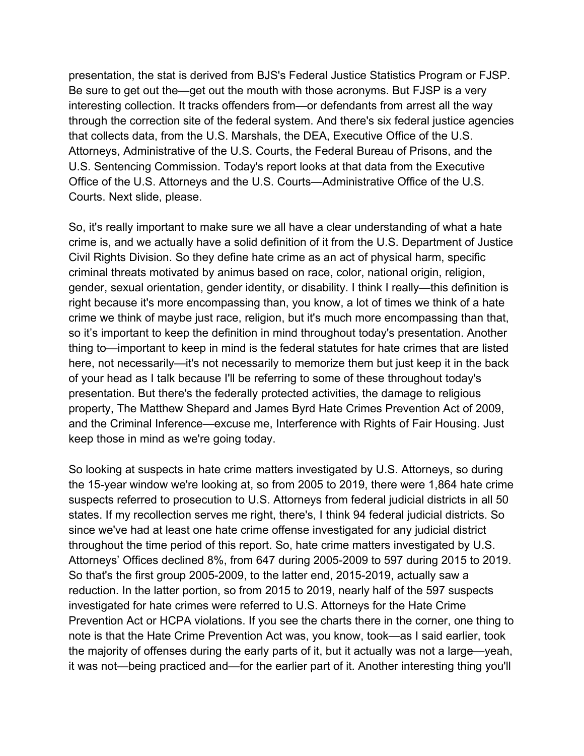presentation, the stat is derived from BJS's Federal Justice Statistics Program or FJSP. Be sure to get out the—get out the mouth with those acronyms. But FJSP is a very interesting collection. It tracks offenders from—or defendants from arrest all the way through the correction site of the federal system. And there's six federal justice agencies that collects data, from the U.S. Marshals, the DEA, Executive Office of the U.S. Attorneys, Administrative of the U.S. Courts, the Federal Bureau of Prisons, and the U.S. Sentencing Commission. Today's report looks at that data from the Executive Office of the U.S. Attorneys and the U.S. Courts—Administrative Office of the U.S. Courts. Next slide, please.

So, it's really important to make sure we all have a clear understanding of what a hate crime is, and we actually have a solid definition of it from the U.S. Department of Justice Civil Rights Division. So they define hate crime as an act of physical harm, specific criminal threats motivated by animus based on race, color, national origin, religion, gender, sexual orientation, gender identity, or disability. I think I really—this definition is right because it's more encompassing than, you know, a lot of times we think of a hate crime we think of maybe just race, religion, but it's much more encompassing than that, so it's important to keep the definition in mind throughout today's presentation. Another thing to—important to keep in mind is the federal statutes for hate crimes that are listed here, not necessarily—it's not necessarily to memorize them but just keep it in the back of your head as I talk because I'll be referring to some of these throughout today's presentation. But there's the federally protected activities, the damage to religious property, The Matthew Shepard and James Byrd Hate Crimes Prevention Act of 2009, and the Criminal Inference—excuse me, Interference with Rights of Fair Housing. Just keep those in mind as we're going today.

So looking at suspects in hate crime matters investigated by U.S. Attorneys, so during the 15-year window we're looking at, so from 2005 to 2019, there were 1,864 hate crime suspects referred to prosecution to U.S. Attorneys from federal judicial districts in all 50 states. If my recollection serves me right, there's, I think 94 federal judicial districts. So since we've had at least one hate crime offense investigated for any judicial district throughout the time period of this report. So, hate crime matters investigated by U.S. Attorneys' Offices declined 8%, from 647 during 2005-2009 to 597 during 2015 to 2019. So that's the first group 2005-2009, to the latter end, 2015-2019, actually saw a reduction. In the latter portion, so from 2015 to 2019, nearly half of the 597 suspects investigated for hate crimes were referred to U.S. Attorneys for the Hate Crime Prevention Act or HCPA violations. If you see the charts there in the corner, one thing to note is that the Hate Crime Prevention Act was, you know, took—as I said earlier, took the majority of offenses during the early parts of it, but it actually was not a large—yeah, it was not—being practiced and—for the earlier part of it. Another interesting thing you'll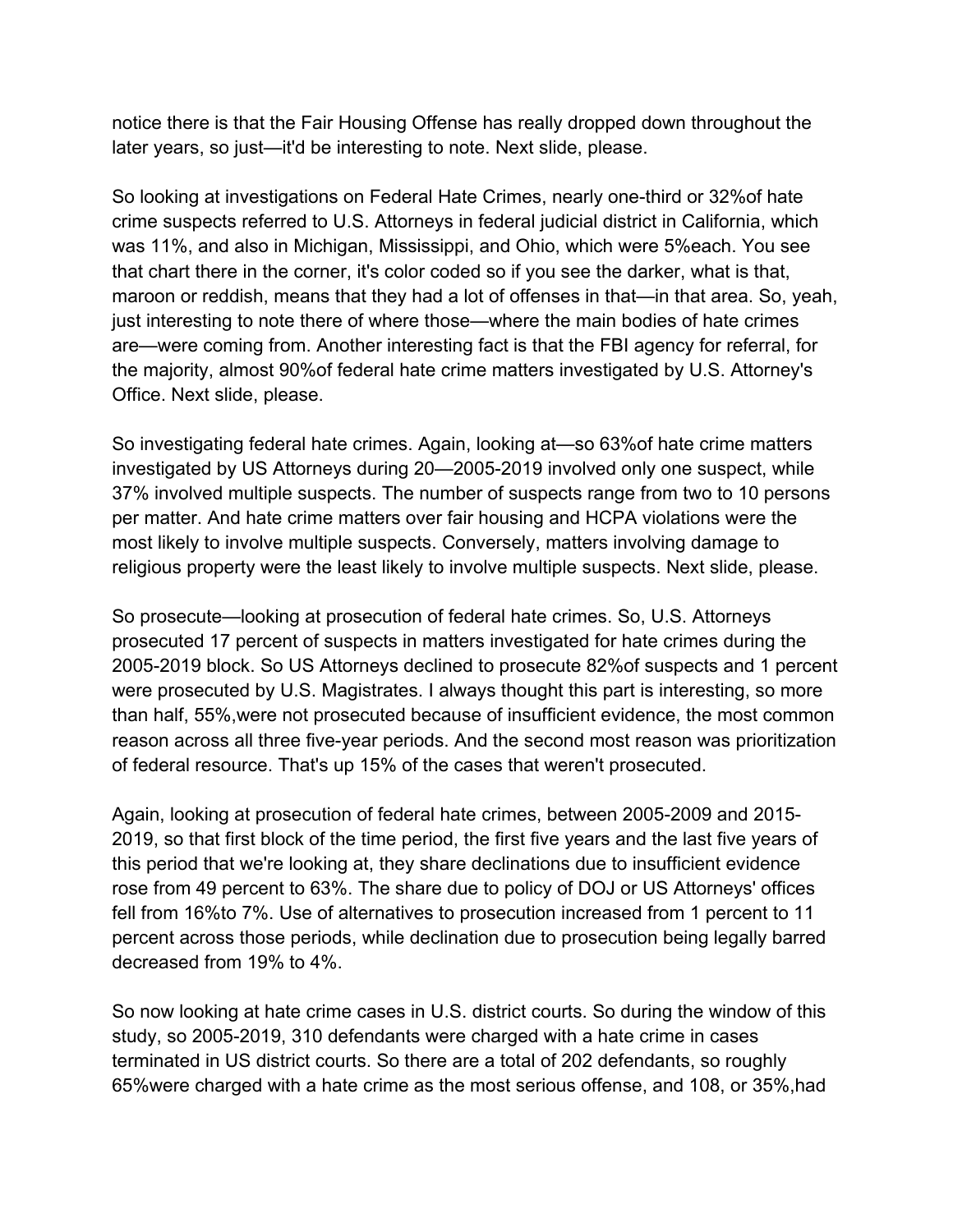notice there is that the Fair Housing Offense has really dropped down throughout the later years, so just—it'd be interesting to note. Next slide, please.

So looking at investigations on Federal Hate Crimes, nearly one-third or 32%of hate crime suspects referred to U.S. Attorneys in federal judicial district in California, which was 11%, and also in Michigan, Mississippi, and Ohio, which were 5%each. You see that chart there in the corner, it's color coded so if you see the darker, what is that, maroon or reddish, means that they had a lot of offenses in that—in that area. So, yeah, just interesting to note there of where those—where the main bodies of hate crimes are—were coming from. Another interesting fact is that the FBI agency for referral, for the majority, almost 90%of federal hate crime matters investigated by U.S. Attorney's Office. Next slide, please.

So investigating federal hate crimes. Again, looking at—so 63%of hate crime matters investigated by US Attorneys during 20—2005-2019 involved only one suspect, while 37% involved multiple suspects. The number of suspects range from two to 10 persons per matter. And hate crime matters over fair housing and HCPA violations were the most likely to involve multiple suspects. Conversely, matters involving damage to religious property were the least likely to involve multiple suspects. Next slide, please.

So prosecute—looking at prosecution of federal hate crimes. So, U.S. Attorneys prosecuted 17 percent of suspects in matters investigated for hate crimes during the 2005-2019 block. So US Attorneys declined to prosecute 82%of suspects and 1 percent were prosecuted by U.S. Magistrates. I always thought this part is interesting, so more than half, 55%,were not prosecuted because of insufficient evidence, the most common reason across all three five-year periods. And the second most reason was prioritization of federal resource. That's up 15% of the cases that weren't prosecuted.

Again, looking at prosecution of federal hate crimes, between 2005-2009 and 2015-2019, so that first block of the time period, the first five years and the last five years of this period that we're looking at, they share declinations due to insufficient evidence rose from 49 percent to 63%. The share due to policy of DOJ or US Attorneys' offices fell from 16%to 7%. Use of alternatives to prosecution increased from 1 percent to 11 percent across those periods, while declination due to prosecution being legally barred decreased from 19% to 4%.

So now looking at hate crime cases in U.S. district courts. So during the window of this study, so 2005-2019, 310 defendants were charged with a hate crime in cases terminated in US district courts. So there are a total of 202 defendants, so roughly 65%were charged with a hate crime as the most serious offense, and 108, or 35%,had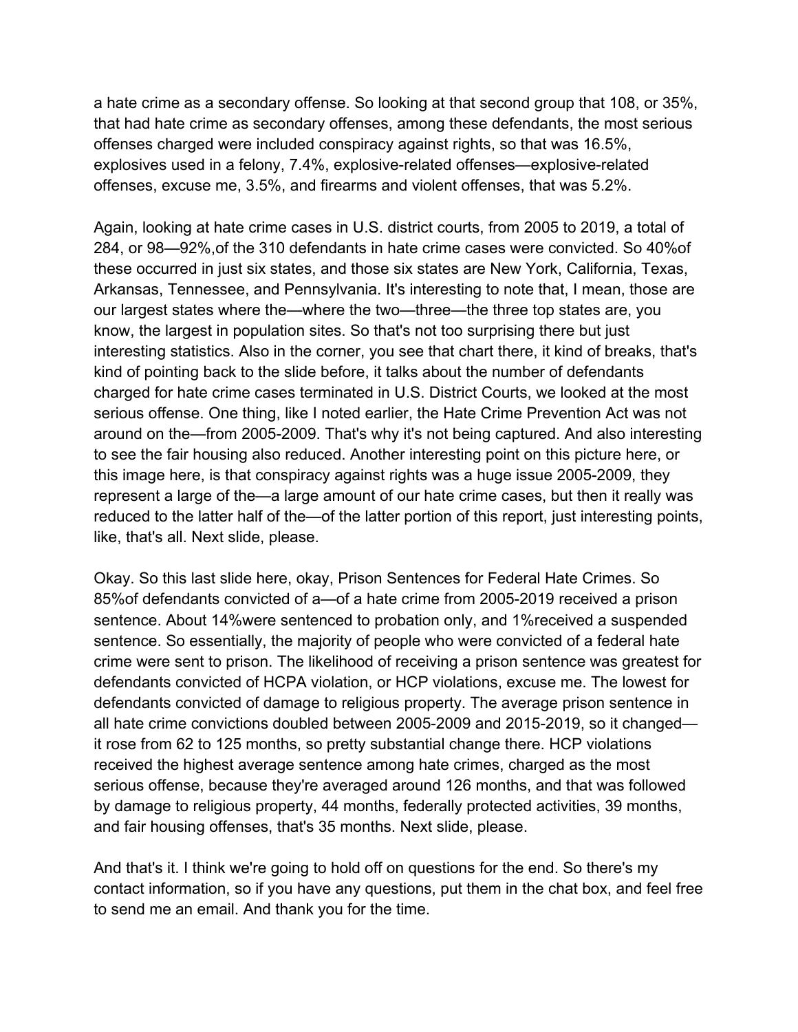a hate crime as a secondary offense. So looking at that second group that 108, or 35%, that had hate crime as secondary offenses, among these defendants, the most serious offenses charged were included conspiracy against rights, so that was 16.5%, explosives used in a felony, 7.4%, explosive-related offenses—explosive-related offenses, excuse me, 3.5%, and firearms and violent offenses, that was 5.2%.

Again, looking at hate crime cases in U.S. district courts, from 2005 to 2019, a total of 284, or 98—92%,of the 310 defendants in hate crime cases were convicted. So 40%of these occurred in just six states, and those six states are New York, California, Texas, Arkansas, Tennessee, and Pennsylvania. It's interesting to note that, I mean, those are our largest states where the—where the two—three—the three top states are, you know, the largest in population sites. So that's not too surprising there but just interesting statistics. Also in the corner, you see that chart there, it kind of breaks, that's kind of pointing back to the slide before, it talks about the number of defendants charged for hate crime cases terminated in U.S. District Courts, we looked at the most serious offense. One thing, like I noted earlier, the Hate Crime Prevention Act was not around on the—from 2005-2009. That's why it's not being captured. And also interesting to see the fair housing also reduced. Another interesting point on this picture here, or this image here, is that conspiracy against rights was a huge issue 2005-2009, they represent a large of the—a large amount of our hate crime cases, but then it really was reduced to the latter half of the—of the latter portion of this report, just interesting points, like, that's all. Next slide, please.

Okay. So this last slide here, okay, Prison Sentences for Federal Hate Crimes. So 85%of defendants convicted of a—of a hate crime from 2005-2019 received a prison sentence. About 14%were sentenced to probation only, and 1%received a suspended sentence. So essentially, the majority of people who were convicted of a federal hate crime were sent to prison. The likelihood of receiving a prison sentence was greatest for defendants convicted of HCPA violation, or HCP violations, excuse me. The lowest for defendants convicted of damage to religious property. The average prison sentence in all hate crime convictions doubled between 2005-2009 and 2015-2019, so it changed—it rose from 62 to 125 months, so pretty substantial change there. HCP violations received the highest average sentence among hate crimes, charged as the most serious offense, because they're averaged around 126 months, and that was followed by damage to religious property, 44 months, federally protected activities, 39 months, and fair housing offenses, that's 35 months. Next slide, please.

And that's it. I think we're going to hold off on questions for the end. So there's my contact information, so if you have any questions, put them in the chat box, and feel free to send me an email. And thank you for the time.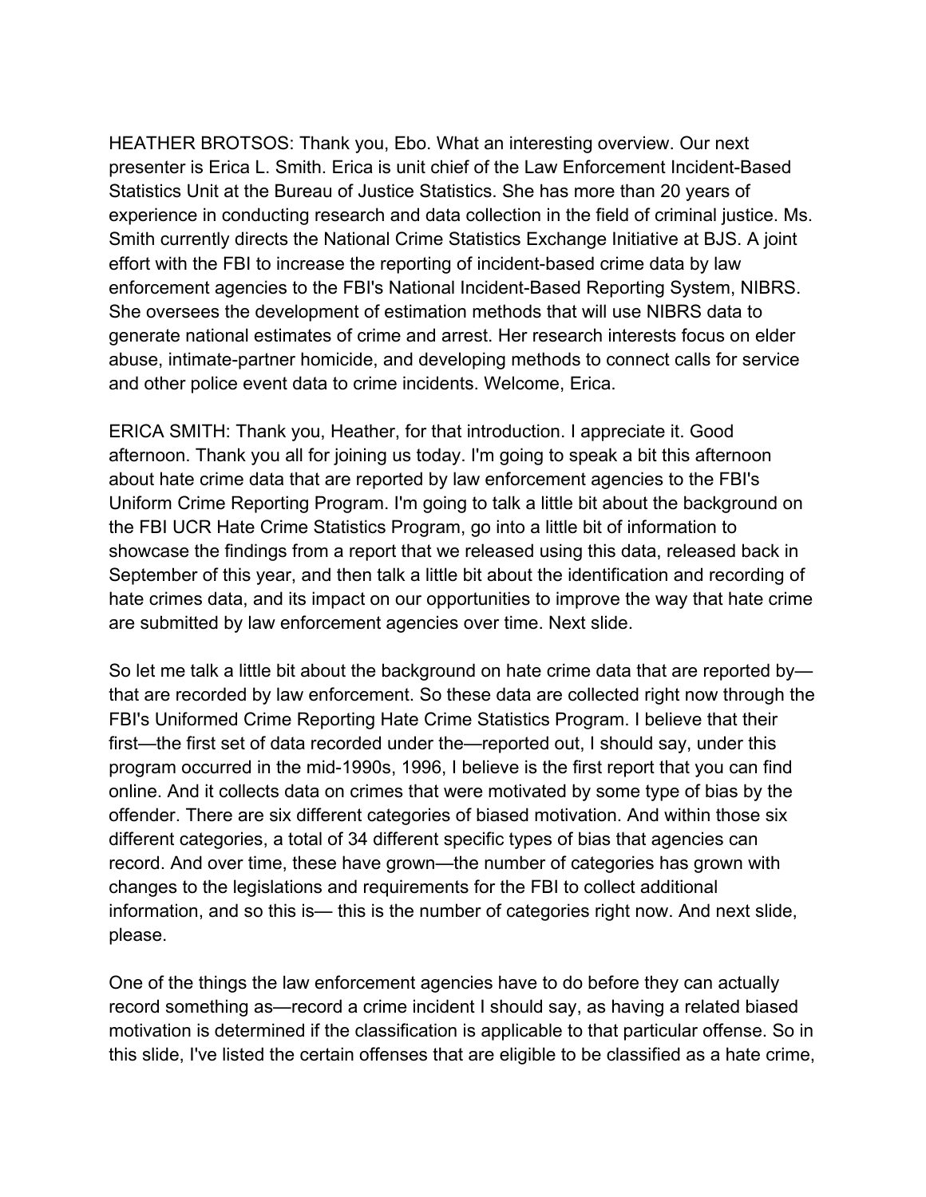HEATHER BROTSOS: Thank you, Ebo. What an interesting overview. Our next presenter is Erica L. Smith. Erica is unit chief of the Law Enforcement Incident-Based Statistics Unit at the Bureau of Justice Statistics. She has more than 20 years of experience in conducting research and data collection in the field of criminal justice. Ms. Smith currently directs the National Crime Statistics Exchange Initiative at BJS. A joint effort with the FBI to increase the reporting of incident-based crime data by law enforcement agencies to the FBI's National Incident-Based Reporting System, NIBRS. She oversees the development of estimation methods that will use NIBRS data to generate national estimates of crime and arrest. Her research interests focus on elder abuse, intimate-partner homicide, and developing methods to connect calls for service and other police event data to crime incidents. Welcome, Erica.

ERICA SMITH: Thank you, Heather, for that introduction. I appreciate it. Good afternoon. Thank you all for joining us today. I'm going to speak a bit this afternoon about hate crime data that are reported by law enforcement agencies to the FBI's Uniform Crime Reporting Program. I'm going to talk a little bit about the background on the FBI UCR Hate Crime Statistics Program, go into a little bit of information to showcase the findings from a report that we released using this data, released back in September of this year, and then talk a little bit about the identification and recording of hate crimes data, and its impact on our opportunities to improve the way that hate crime are submitted by law enforcement agencies over time. Next slide.

So let me talk a little bit about the background on hate crime data that are reported by—that are recorded by law enforcement. So these data are collected right now through the FBI's Uniformed Crime Reporting Hate Crime Statistics Program. I believe that their first—the first set of data recorded under the—reported out, I should say, under this program occurred in the mid-1990s, 1996, I believe is the first report that you can find online. And it collects data on crimes that were motivated by some type of bias by the offender. There are six different categories of biased motivation. And within those six different categories, a total of 34 different specific types of bias that agencies can record. And over time, these have grown—the number of categories has grown with changes to the legislations and requirements for the FBI to collect additional information, and so this is— this is the number of categories right now. And next slide, please.

One of the things the law enforcement agencies have to do before they can actually record something as—record a crime incident I should say, as having a related biased motivation is determined if the classification is applicable to that particular offense. So in this slide, I've listed the certain offenses that are eligible to be classified as a hate crime,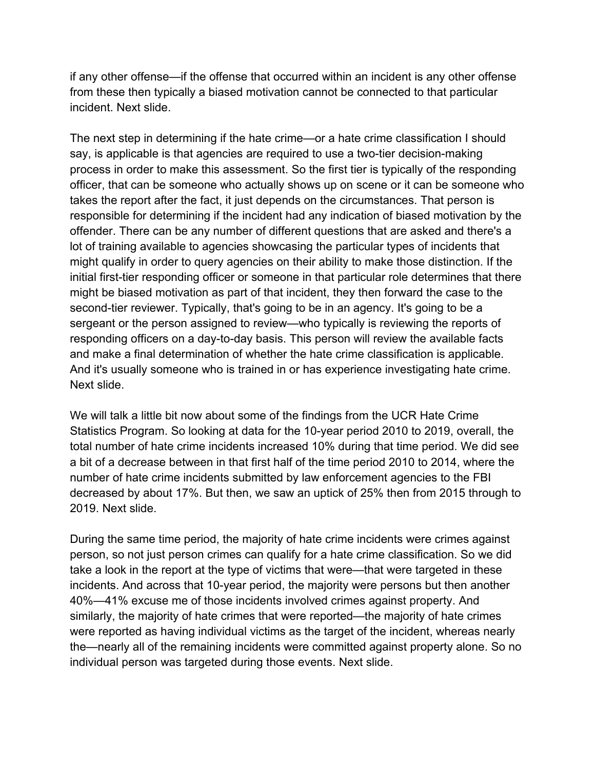if any other offense—if the offense that occurred within an incident is any other offense from these then typically a biased motivation cannot be connected to that particular incident. Next slide.

The next step in determining if the hate crime—or a hate crime classification I should say, is applicable is that agencies are required to use a two-tier decision-making process in order to make this assessment. So the first tier is typically of the responding officer, that can be someone who actually shows up on scene or it can be someone who takes the report after the fact, it just depends on the circumstances. That person is responsible for determining if the incident had any indication of biased motivation by the offender. There can be any number of different questions that are asked and there's a lot of training available to agencies showcasing the particular types of incidents that might qualify in order to query agencies on their ability to make those distinction. If the initial first-tier responding officer or someone in that particular role determines that there might be biased motivation as part of that incident, they then forward the case to the second-tier reviewer. Typically, that's going to be in an agency. It's going to be a sergeant or the person assigned to review—who typically is reviewing the reports of responding officers on a day-to-day basis. This person will review the available facts and make a final determination of whether the hate crime classification is applicable. And it's usually someone who is trained in or has experience investigating hate crime. Next slide.

We will talk a little bit now about some of the findings from the UCR Hate Crime Statistics Program. So looking at data for the 10-year period 2010 to 2019, overall, the total number of hate crime incidents increased 10% during that time period. We did see a bit of a decrease between in that first half of the time period 2010 to 2014, where the number of hate crime incidents submitted by law enforcement agencies to the FBI decreased by about 17%. But then, we saw an uptick of 25% then from 2015 through to 2019. Next slide.

During the same time period, the majority of hate crime incidents were crimes against person, so not just person crimes can qualify for a hate crime classification. So we did take a look in the report at the type of victims that were—that were targeted in these incidents. And across that 10-year period, the majority were persons but then another 40%—41% excuse me of those incidents involved crimes against property. And similarly, the majority of hate crimes that were reported—the majority of hate crimes were reported as having individual victims as the target of the incident, whereas nearly the—nearly all of the remaining incidents were committed against property alone. So no individual person was targeted during those events. Next slide.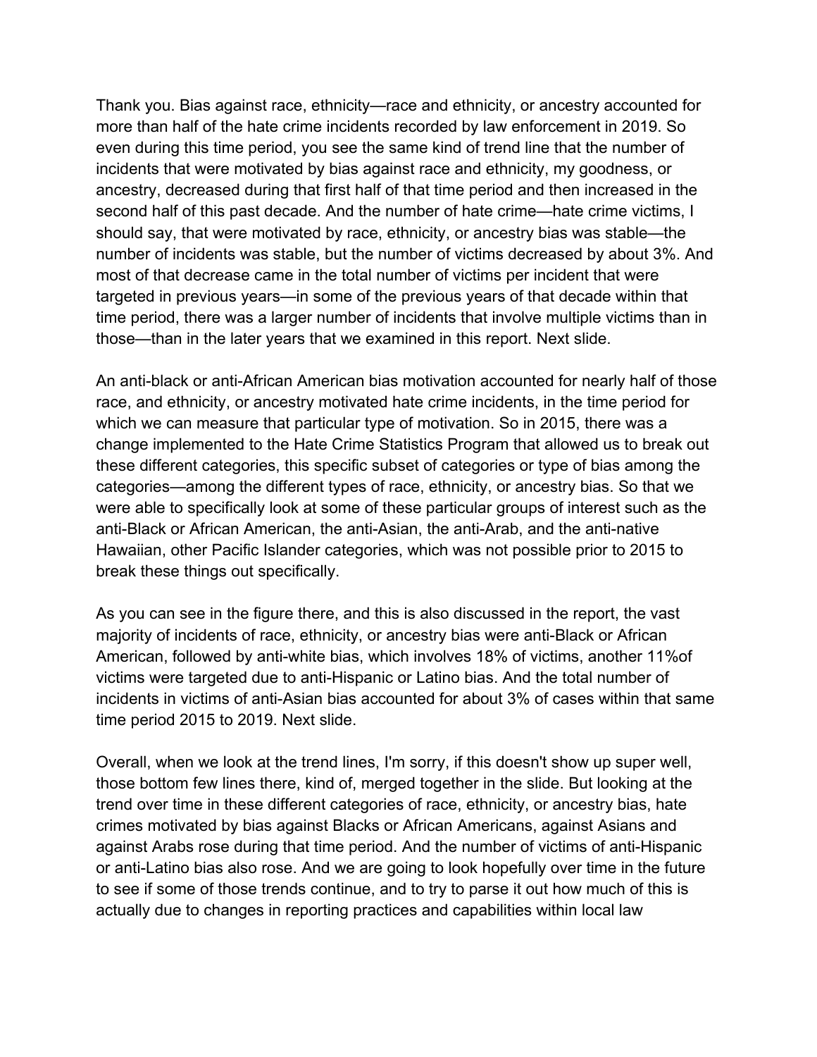Thank you. Bias against race, ethnicity—race and ethnicity, or ancestry accounted for more than half of the hate crime incidents recorded by law enforcement in 2019. So even during this time period, you see the same kind of trend line that the number of incidents that were motivated by bias against race and ethnicity, my goodness, or ancestry, decreased during that first half of that time period and then increased in the second half of this past decade. And the number of hate crime—hate crime victims, I should say, that were motivated by race, ethnicity, or ancestry bias was stable—the number of incidents was stable, but the number of victims decreased by about 3%. And most of that decrease came in the total number of victims per incident that were targeted in previous years—in some of the previous years of that decade within that time period, there was a larger number of incidents that involve multiple victims than in those—than in the later years that we examined in this report. Next slide.

An anti-black or anti-African American bias motivation accounted for nearly half of those race, and ethnicity, or ancestry motivated hate crime incidents, in the time period for which we can measure that particular type of motivation. So in 2015, there was a change implemented to the Hate Crime Statistics Program that allowed us to break out these different categories, this specific subset of categories or type of bias among the categories—among the different types of race, ethnicity, or ancestry bias. So that we were able to specifically look at some of these particular groups of interest such as the anti-Black or African American, the anti-Asian, the anti-Arab, and the anti-native Hawaiian, other Pacific Islander categories, which was not possible prior to 2015 to break these things out specifically.

As you can see in the figure there, and this is also discussed in the report, the vast majority of incidents of race, ethnicity, or ancestry bias were anti-Black or African American, followed by anti-white bias, which involves 18% of victims, another 11%of victims were targeted due to anti-Hispanic or Latino bias. And the total number of incidents in victims of anti-Asian bias accounted for about 3% of cases within that same time period 2015 to 2019. Next slide.

Overall, when we look at the trend lines, I'm sorry, if this doesn't show up super well, those bottom few lines there, kind of, merged together in the slide. But looking at the trend over time in these different categories of race, ethnicity, or ancestry bias, hate crimes motivated by bias against Blacks or African Americans, against Asians and against Arabs rose during that time period. And the number of victims of anti-Hispanic or anti-Latino bias also rose. And we are going to look hopefully over time in the future to see if some of those trends continue, and to try to parse it out how much of this is actually due to changes in reporting practices and capabilities within local law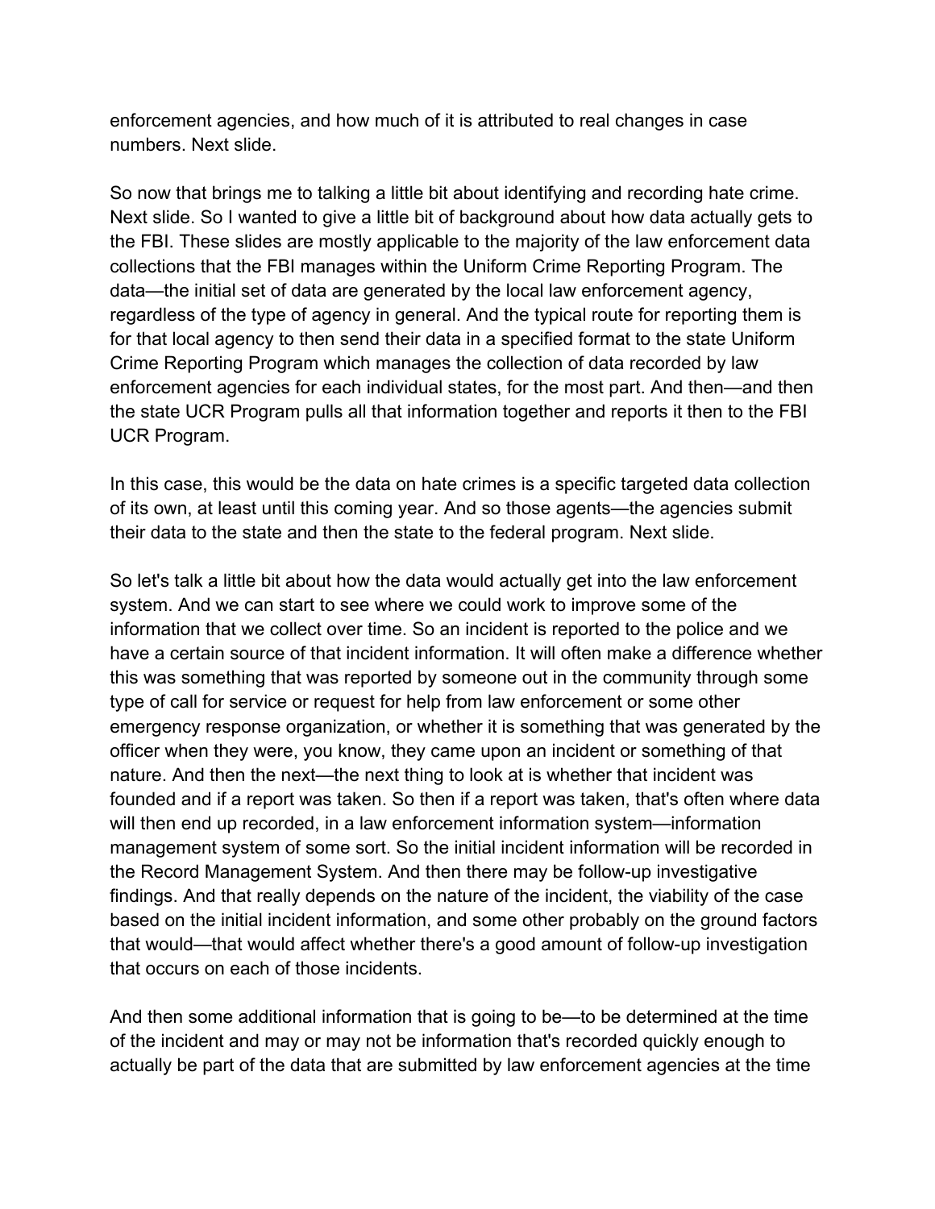enforcement agencies, and how much of it is attributed to real changes in case numbers. Next slide.

So now that brings me to talking a little bit about identifying and recording hate crime. Next slide. So I wanted to give a little bit of background about how data actually gets to the FBI. These slides are mostly applicable to the majority of the law enforcement data collections that the FBI manages within the Uniform Crime Reporting Program. The data—the initial set of data are generated by the local law enforcement agency, regardless of the type of agency in general. And the typical route for reporting them is for that local agency to then send their data in a specified format to the state Uniform Crime Reporting Program which manages the collection of data recorded by law enforcement agencies for each individual states, for the most part. And then—and then the state UCR Program pulls all that information together and reports it then to the FBI UCR Program.

In this case, this would be the data on hate crimes is a specific targeted data collection of its own, at least until this coming year. And so those agents—the agencies submit their data to the state and then the state to the federal program. Next slide.

So let's talk a little bit about how the data would actually get into the law enforcement system. And we can start to see where we could work to improve some of the information that we collect over time. So an incident is reported to the police and we have a certain source of that incident information. It will often make a difference whether this was something that was reported by someone out in the community through some type of call for service or request for help from law enforcement or some other emergency response organization, or whether it is something that was generated by the officer when they were, you know, they came upon an incident or something of that nature. And then the next—the next thing to look at is whether that incident was founded and if a report was taken. So then if a report was taken, that's often where data will then end up recorded, in a law enforcement information system—information management system of some sort. So the initial incident information will be recorded in the Record Management System. And then there may be follow-up investigative findings. And that really depends on the nature of the incident, the viability of the case based on the initial incident information, and some other probably on the ground factors that would—that would affect whether there's a good amount of follow-up investigation that occurs on each of those incidents.

And then some additional information that is going to be—to be determined at the time of the incident and may or may not be information that's recorded quickly enough to actually be part of the data that are submitted by law enforcement agencies at the time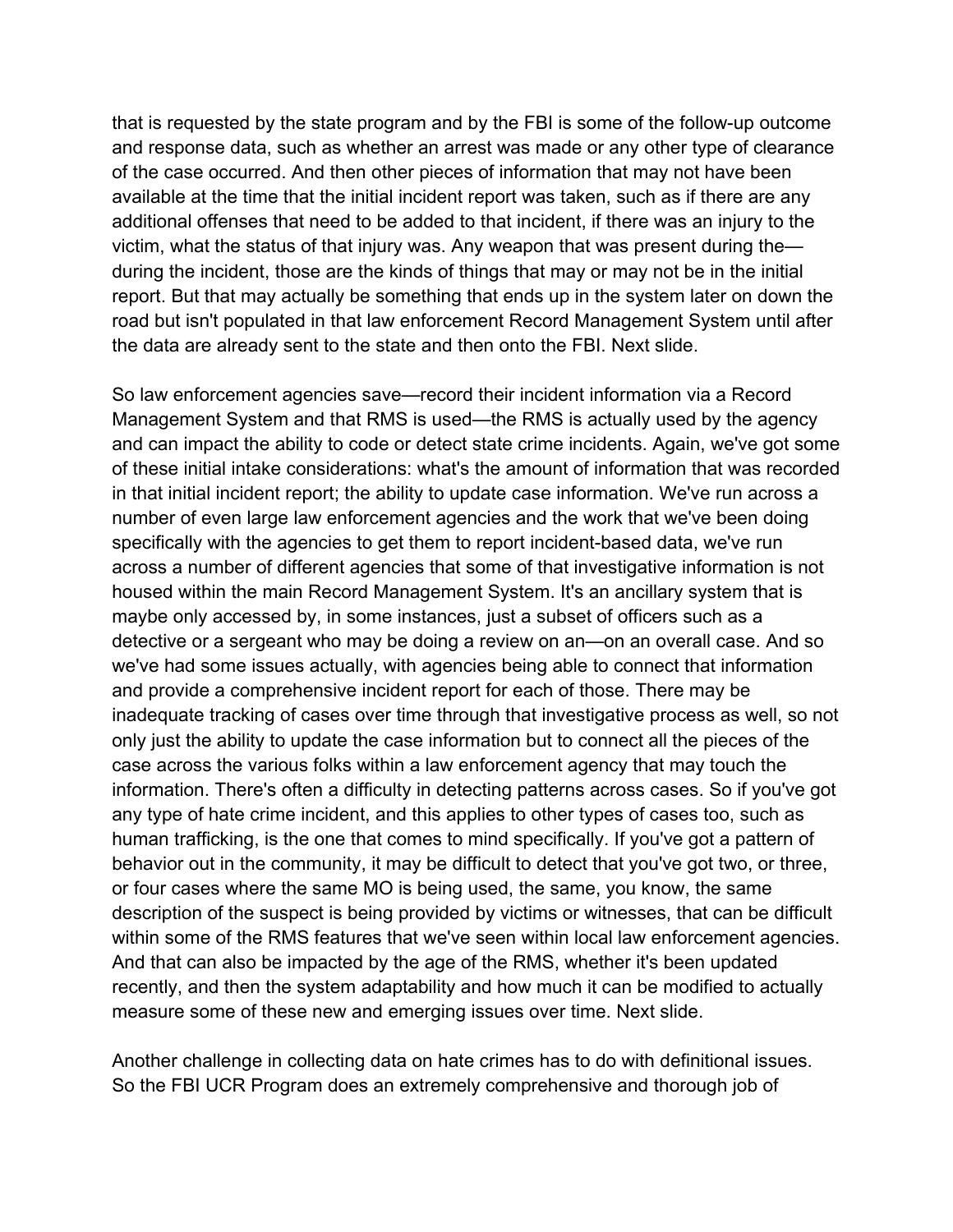that is requested by the state program and by the FBI is some of the follow-up outcome and response data, such as whether an arrest was made or any other type of clearance of the case occurred. And then other pieces of information that may not have been available at the time that the initial incident report was taken, such as if there are any additional offenses that need to be added to that incident, if there was an injury to the victim, what the status of that injury was. Any weapon that was present during the—during the incident, those are the kinds of things that may or may not be in the initial report. But that may actually be something that ends up in the system later on down the road but isn't populated in that law enforcement Record Management System until after the data are already sent to the state and then onto the FBI. Next slide.

So law enforcement agencies save—record their incident information via a Record Management System and that RMS is used—the RMS is actually used by the agency and can impact the ability to code or detect state crime incidents. Again, we've got some of these initial intake considerations: what's the amount of information that was recorded in that initial incident report; the ability to update case information. We've run across a number of even large law enforcement agencies and the work that we've been doing specifically with the agencies to get them to report incident-based data, we've run across a number of different agencies that some of that investigative information is not housed within the main Record Management System. It's an ancillary system that is maybe only accessed by, in some instances, just a subset of officers such as a detective or a sergeant who may be doing a review on an—on an overall case. And so we've had some issues actually, with agencies being able to connect that information and provide a comprehensive incident report for each of those. There may be inadequate tracking of cases over time through that investigative process as well, so not only just the ability to update the case information but to connect all the pieces of the case across the various folks within a law enforcement agency that may touch the information. There's often a difficulty in detecting patterns across cases. So if you've got any type of hate crime incident, and this applies to other types of cases too, such as human trafficking, is the one that comes to mind specifically. If you've got a pattern of behavior out in the community, it may be difficult to detect that you've got two, or three, or four cases where the same MO is being used, the same, you know, the same description of the suspect is being provided by victims or witnesses, that can be difficult within some of the RMS features that we've seen within local law enforcement agencies. And that can also be impacted by the age of the RMS, whether it's been updated recently, and then the system adaptability and how much it can be modified to actually measure some of these new and emerging issues over time. Next slide.

Another challenge in collecting data on hate crimes has to do with definitional issues. So the FBI UCR Program does an extremely comprehensive and thorough job of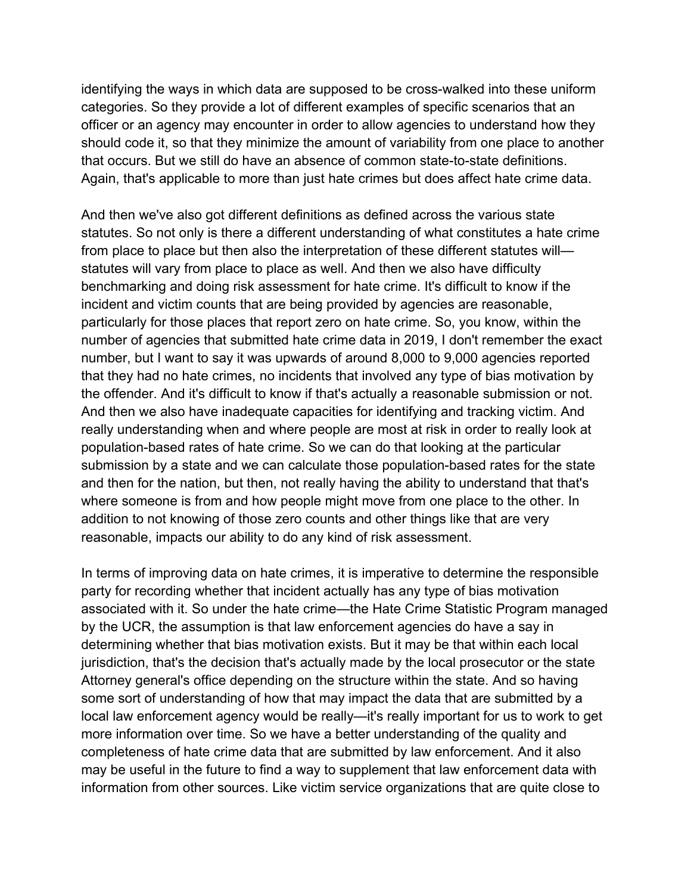identifying the ways in which data are supposed to be cross-walked into these uniform categories. So they provide a lot of different examples of specific scenarios that an officer or an agency may encounter in order to allow agencies to understand how they should code it, so that they minimize the amount of variability from one place to another that occurs. But we still do have an absence of common state-to-state definitions. Again, that's applicable to more than just hate crimes but does affect hate crime data.

And then we've also got different definitions as defined across the various state statutes. So not only is there a different understanding of what constitutes a hate crime from place to place but then also the interpretation of these different statutes will—statutes will vary from place to place as well. And then we also have difficulty benchmarking and doing risk assessment for hate crime. It's difficult to know if the incident and victim counts that are being provided by agencies are reasonable, particularly for those places that report zero on hate crime. So, you know, within the number of agencies that submitted hate crime data in 2019, I don't remember the exact number, but I want to say it was upwards of around 8,000 to 9,000 agencies reported that they had no hate crimes, no incidents that involved any type of bias motivation by the offender. And it's difficult to know if that's actually a reasonable submission or not. And then we also have inadequate capacities for identifying and tracking victim. And really understanding when and where people are most at risk in order to really look at population-based rates of hate crime. So we can do that looking at the particular submission by a state and we can calculate those population-based rates for the state and then for the nation, but then, not really having the ability to understand that that's where someone is from and how people might move from one place to the other. In addition to not knowing of those zero counts and other things like that are very reasonable, impacts our ability to do any kind of risk assessment.

In terms of improving data on hate crimes, it is imperative to determine the responsible party for recording whether that incident actually has any type of bias motivation associated with it. So under the hate crime—the Hate Crime Statistic Program managed by the UCR, the assumption is that law enforcement agencies do have a say in determining whether that bias motivation exists. But it may be that within each local jurisdiction, that's the decision that's actually made by the local prosecutor or the state Attorney general's office depending on the structure within the state. And so having some sort of understanding of how that may impact the data that are submitted by a local law enforcement agency would be really—it's really important for us to work to get more information over time. So we have a better understanding of the quality and completeness of hate crime data that are submitted by law enforcement. And it also may be useful in the future to find a way to supplement that law enforcement data with information from other sources. Like victim service organizations that are quite close to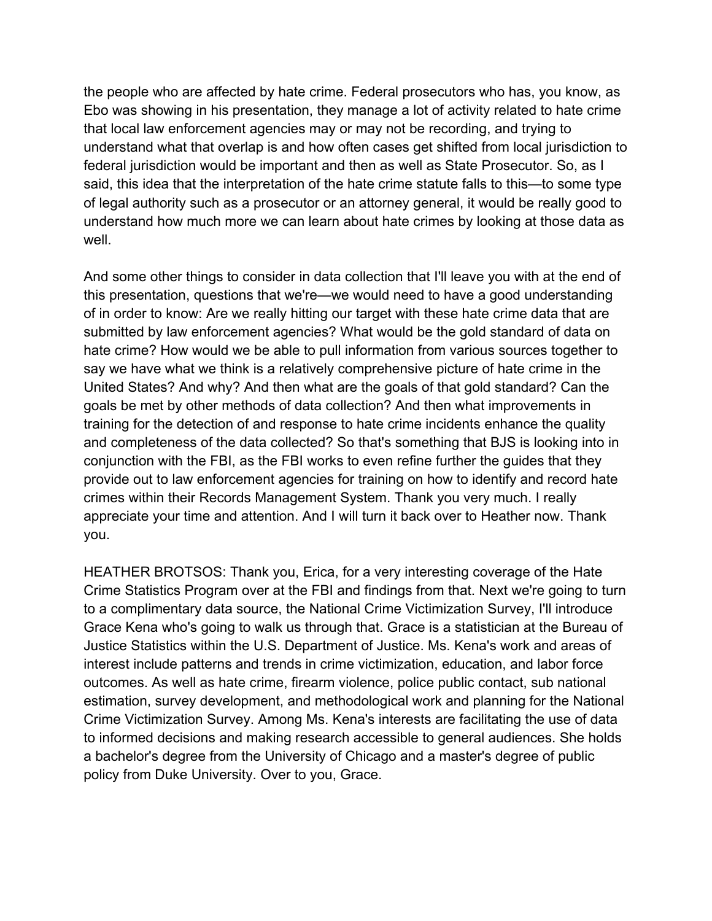the people who are affected by hate crime. Federal prosecutors who has, you know, as Ebo was showing in his presentation, they manage a lot of activity related to hate crime that local law enforcement agencies may or may not be recording, and trying to understand what that overlap is and how often cases get shifted from local jurisdiction to federal jurisdiction would be important and then as well as State Prosecutor. So, as I said, this idea that the interpretation of the hate crime statute falls to this—to some type of legal authority such as a prosecutor or an attorney general, it would be really good to understand how much more we can learn about hate crimes by looking at those data as well.

And some other things to consider in data collection that I'll leave you with at the end of this presentation, questions that we're—we would need to have a good understanding of in order to know: Are we really hitting our target with these hate crime data that are submitted by law enforcement agencies? What would be the gold standard of data on hate crime? How would we be able to pull information from various sources together to say we have what we think is a relatively comprehensive picture of hate crime in the United States? And why? And then what are the goals of that gold standard? Can the goals be met by other methods of data collection? And then what improvements in training for the detection of and response to hate crime incidents enhance the quality and completeness of the data collected? So that's something that BJS is looking into in conjunction with the FBI, as the FBI works to even refine further the guides that they provide out to law enforcement agencies for training on how to identify and record hate crimes within their Records Management System. Thank you very much. I really appreciate your time and attention. And I will turn it back over to Heather now. Thank you.

HEATHER BROTSOS: Thank you, Erica, for a very interesting coverage of the Hate Crime Statistics Program over at the FBI and findings from that. Next we're going to turn to a complimentary data source, the National Crime Victimization Survey, I'll introduce Grace Kena who's going to walk us through that. Grace is a statistician at the Bureau of Justice Statistics within the U.S. Department of Justice. Ms. Kena's work and areas of interest include patterns and trends in crime victimization, education, and labor force outcomes. As well as hate crime, firearm violence, police public contact, sub national estimation, survey development, and methodological work and planning for the National Crime Victimization Survey. Among Ms. Kena's interests are facilitating the use of data to informed decisions and making research accessible to general audiences. She holds a bachelor's degree from the University of Chicago and a master's degree of public policy from Duke University. Over to you, Grace.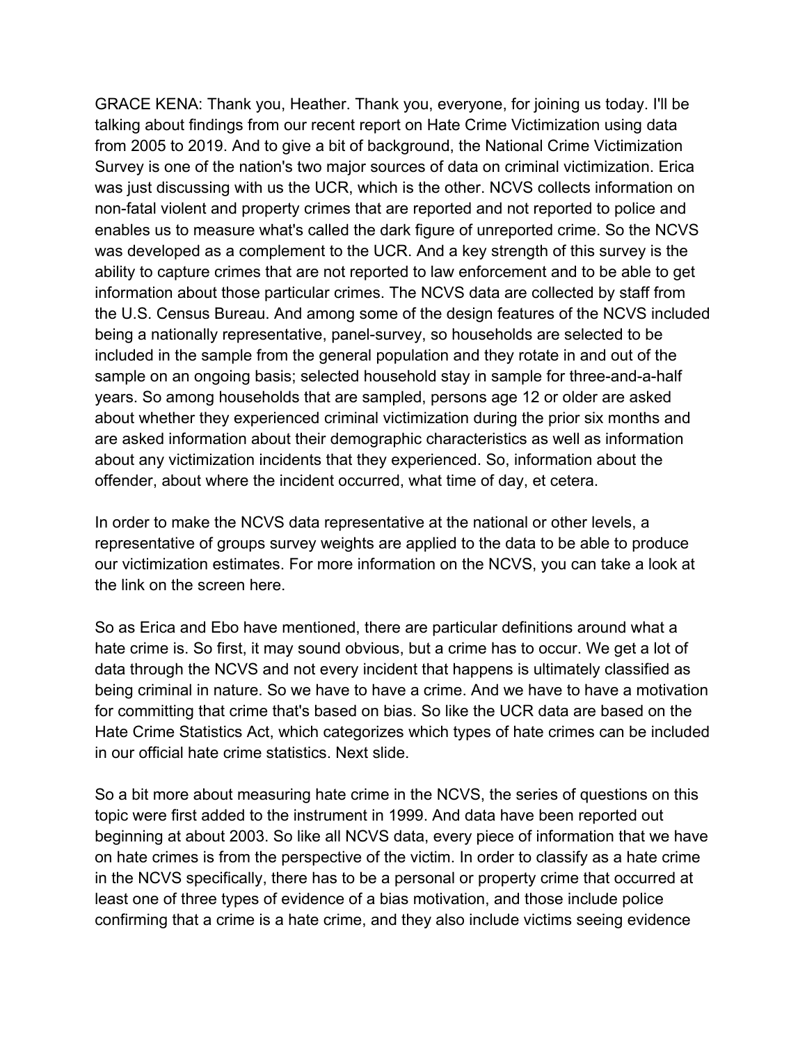GRACE KENA: Thank you, Heather. Thank you, everyone, for joining us today. I'll be talking about findings from our recent report on Hate Crime Victimization using data from 2005 to 2019. And to give a bit of background, the National Crime Victimization Survey is one of the nation's two major sources of data on criminal victimization. Erica was just discussing with us the UCR, which is the other. NCVS collects information on non-fatal violent and property crimes that are reported and not reported to police and enables us to measure what's called the dark figure of unreported crime. So the NCVS was developed as a complement to the UCR. And a key strength of this survey is the ability to capture crimes that are not reported to law enforcement and to be able to get information about those particular crimes. The NCVS data are collected by staff from the U.S. Census Bureau. And among some of the design features of the NCVS included being a nationally representative, panel-survey, so households are selected to be included in the sample from the general population and they rotate in and out of the sample on an ongoing basis; selected household stay in sample for three-and-a-half years. So among households that are sampled, persons age 12 or older are asked about whether they experienced criminal victimization during the prior six months and are asked information about their demographic characteristics as well as information about any victimization incidents that they experienced. So, information about the offender, about where the incident occurred, what time of day, et cetera.

In order to make the NCVS data representative at the national or other levels, a representative of groups survey weights are applied to the data to be able to produce our victimization estimates. For more information on the NCVS, you can take a look at the link on the screen here.

So as Erica and Ebo have mentioned, there are particular definitions around what a hate crime is. So first, it may sound obvious, but a crime has to occur. We get a lot of data through the NCVS and not every incident that happens is ultimately classified as being criminal in nature. So we have to have a crime. And we have to have a motivation for committing that crime that's based on bias. So like the UCR data are based on the Hate Crime Statistics Act, which categorizes which types of hate crimes can be included in our official hate crime statistics. Next slide.

So a bit more about measuring hate crime in the NCVS, the series of questions on this topic were first added to the instrument in 1999. And data have been reported out beginning at about 2003. So like all NCVS data, every piece of information that we have on hate crimes is from the perspective of the victim. In order to classify as a hate crime in the NCVS specifically, there has to be a personal or property crime that occurred at least one of three types of evidence of a bias motivation, and those include police confirming that a crime is a hate crime, and they also include victims seeing evidence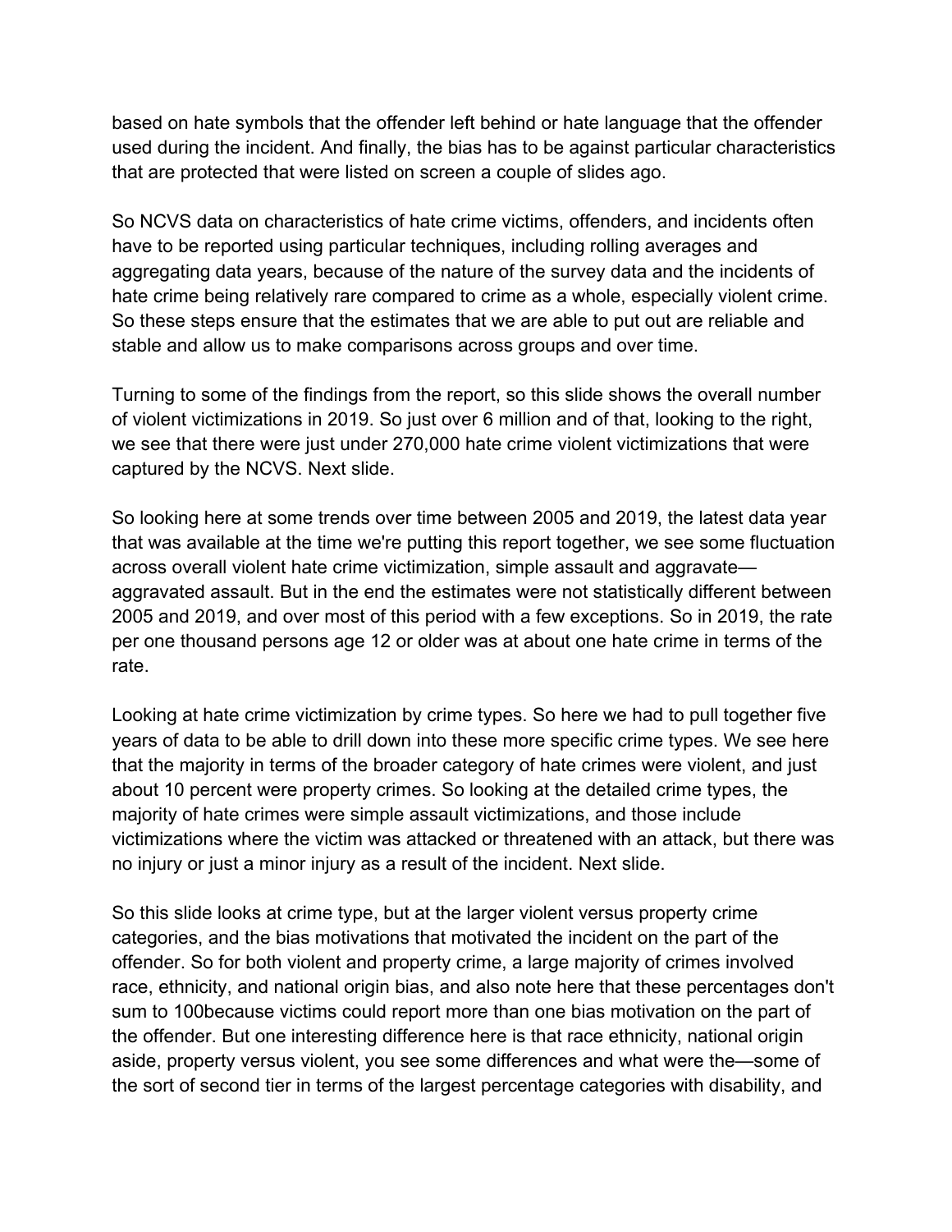based on hate symbols that the offender left behind or hate language that the offender used during the incident. And finally, the bias has to be against particular characteristics that are protected that were listed on screen a couple of slides ago.

So NCVS data on characteristics of hate crime victims, offenders, and incidents often have to be reported using particular techniques, including rolling averages and aggregating data years, because of the nature of the survey data and the incidents of hate crime being relatively rare compared to crime as a whole, especially violent crime. So these steps ensure that the estimates that we are able to put out are reliable and stable and allow us to make comparisons across groups and over time.

Turning to some of the findings from the report, so this slide shows the overall number of violent victimizations in 2019. So just over 6 million and of that, looking to the right, we see that there were just under 270,000 hate crime violent victimizations that were captured by the NCVS. Next slide.

So looking here at some trends over time between 2005 and 2019, the latest data year that was available at the time we're putting this report together, we see some fluctuation across overall violent hate crime victimization, simple assault and aggravate—aggravated assault. But in the end the estimates were not statistically different between 2005 and 2019, and over most of this period with a few exceptions. So in 2019, the rate per one thousand persons age 12 or older was at about one hate crime in terms of the rate.

Looking at hate crime victimization by crime types. So here we had to pull together five years of data to be able to drill down into these more specific crime types. We see here that the majority in terms of the broader category of hate crimes were violent, and just about 10 percent were property crimes. So looking at the detailed crime types, the majority of hate crimes were simple assault victimizations, and those include victimizations where the victim was attacked or threatened with an attack, but there was no injury or just a minor injury as a result of the incident. Next slide.

So this slide looks at crime type, but at the larger violent versus property crime categories, and the bias motivations that motivated the incident on the part of the offender. So for both violent and property crime, a large majority of crimes involved race, ethnicity, and national origin bias, and also note here that these percentages don't sum to 100because victims could report more than one bias motivation on the part of the offender. But one interesting difference here is that race ethnicity, national origin aside, property versus violent, you see some differences and what were the—some of the sort of second tier in terms of the largest percentage categories with disability, and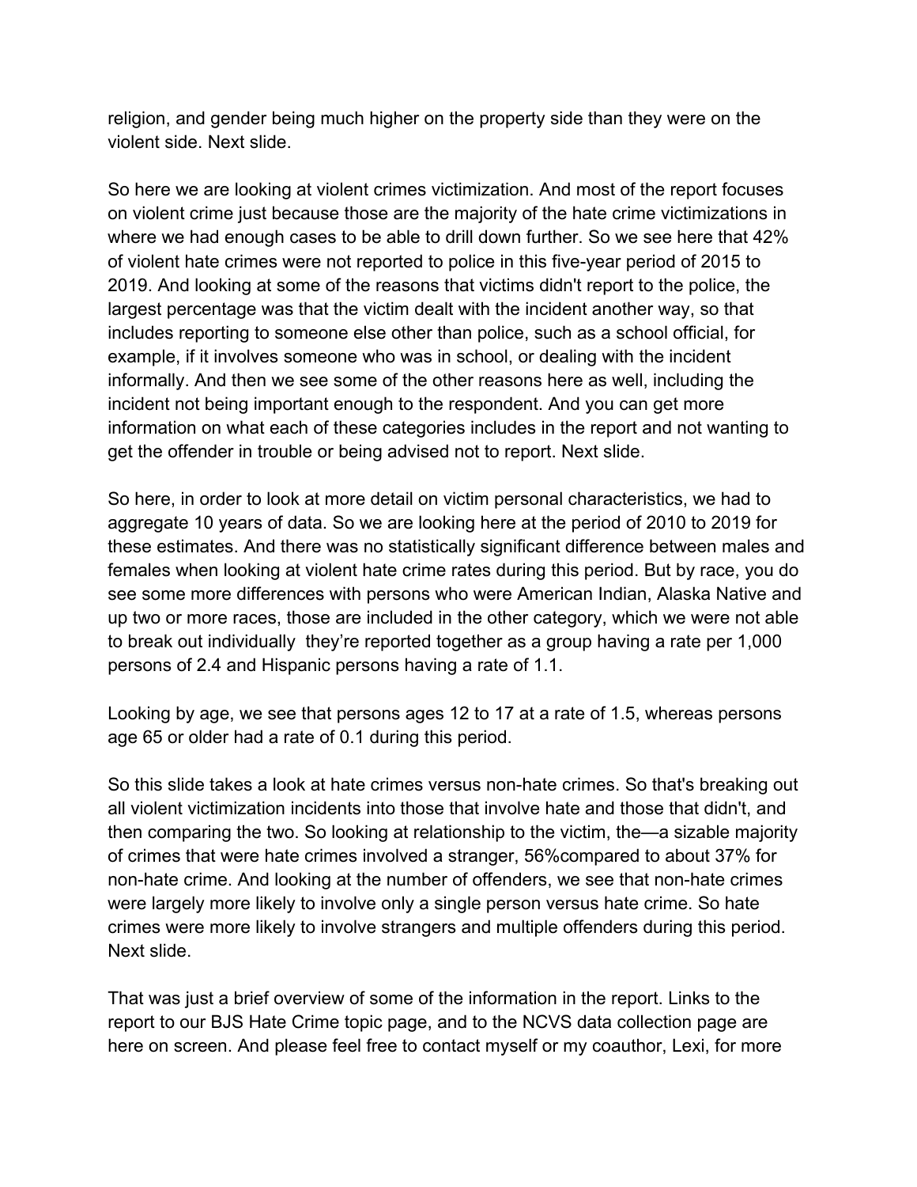religion, and gender being much higher on the property side than they were on the violent side. Next slide.

So here we are looking at violent crimes victimization. And most of the report focuses on violent crime just because those are the majority of the hate crime victimizations in where we had enough cases to be able to drill down further. So we see here that 42% of violent hate crimes were not reported to police in this five-year period of 2015 to 2019. And looking at some of the reasons that victims didn't report to the police, the largest percentage was that the victim dealt with the incident another way, so that includes reporting to someone else other than police, such as a school official, for example, if it involves someone who was in school, or dealing with the incident informally. And then we see some of the other reasons here as well, including the incident not being important enough to the respondent. And you can get more information on what each of these categories includes in the report and not wanting to get the offender in trouble or being advised not to report. Next slide.

So here, in order to look at more detail on victim personal characteristics, we had to aggregate 10 years of data. So we are looking here at the period of 2010 to 2019 for these estimates. And there was no statistically significant difference between males and females when looking at violent hate crime rates during this period. But by race, you do see some more differences with persons who were American Indian, Alaska Native and up two or more races, those are included in the other category, which we were not able to break out individually they're reported together as a group having a rate per 1,000 persons of 2.4 and Hispanic persons having a rate of 1.1.

Looking by age, we see that persons ages 12 to 17 at a rate of 1.5, whereas persons age 65 or older had a rate of 0.1 during this period.

So this slide takes a look at hate crimes versus non-hate crimes. So that's breaking out all violent victimization incidents into those that involve hate and those that didn't, and then comparing the two. So looking at relationship to the victim, the—a sizable majority of crimes that were hate crimes involved a stranger, 56%compared to about 37% for non-hate crime. And looking at the number of offenders, we see that non-hate crimes were largely more likely to involve only a single person versus hate crime. So hate crimes were more likely to involve strangers and multiple offenders during this period. Next slide.

That was just a brief overview of some of the information in the report. Links to the report to our BJS Hate Crime topic page, and to the NCVS data collection page are here on screen. And please feel free to contact myself or my coauthor, Lexi, for more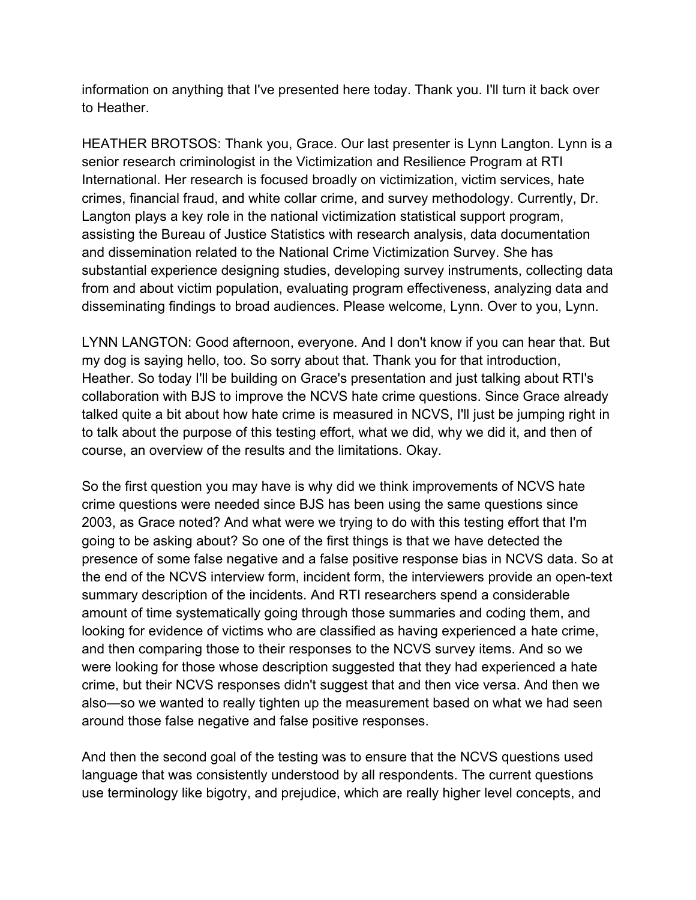information on anything that I've presented here today. Thank you. I'll turn it back over to Heather.

HEATHER BROTSOS: Thank you, Grace. Our last presenter is Lynn Langton. Lynn is a senior research criminologist in the Victimization and Resilience Program at RTI International. Her research is focused broadly on victimization, victim services, hate crimes, financial fraud, and white collar crime, and survey methodology. Currently, Dr. Langton plays a key role in the national victimization statistical support program, assisting the Bureau of Justice Statistics with research analysis, data documentation and dissemination related to the National Crime Victimization Survey. She has substantial experience designing studies, developing survey instruments, collecting data from and about victim population, evaluating program effectiveness, analyzing data and disseminating findings to broad audiences. Please welcome, Lynn. Over to you, Lynn.

LYNN LANGTON: Good afternoon, everyone. And I don't know if you can hear that. But my dog is saying hello, too. So sorry about that. Thank you for that introduction, Heather. So today I'll be building on Grace's presentation and just talking about RTI's collaboration with BJS to improve the NCVS hate crime questions. Since Grace already talked quite a bit about how hate crime is measured in NCVS, I'll just be jumping right in to talk about the purpose of this testing effort, what we did, why we did it, and then of course, an overview of the results and the limitations. Okay.

So the first question you may have is why did we think improvements of NCVS hate crime questions were needed since BJS has been using the same questions since 2003, as Grace noted? And what were we trying to do with this testing effort that I'm going to be asking about? So one of the first things is that we have detected the presence of some false negative and a false positive response bias in NCVS data. So at the end of the NCVS interview form, incident form, the interviewers provide an open-text summary description of the incidents. And RTI researchers spend a considerable amount of time systematically going through those summaries and coding them, and looking for evidence of victims who are classified as having experienced a hate crime, and then comparing those to their responses to the NCVS survey items. And so we were looking for those whose description suggested that they had experienced a hate crime, but their NCVS responses didn't suggest that and then vice versa. And then we also—so we wanted to really tighten up the measurement based on what we had seen around those false negative and false positive responses.

And then the second goal of the testing was to ensure that the NCVS questions used language that was consistently understood by all respondents. The current questions use terminology like bigotry, and prejudice, which are really higher level concepts, and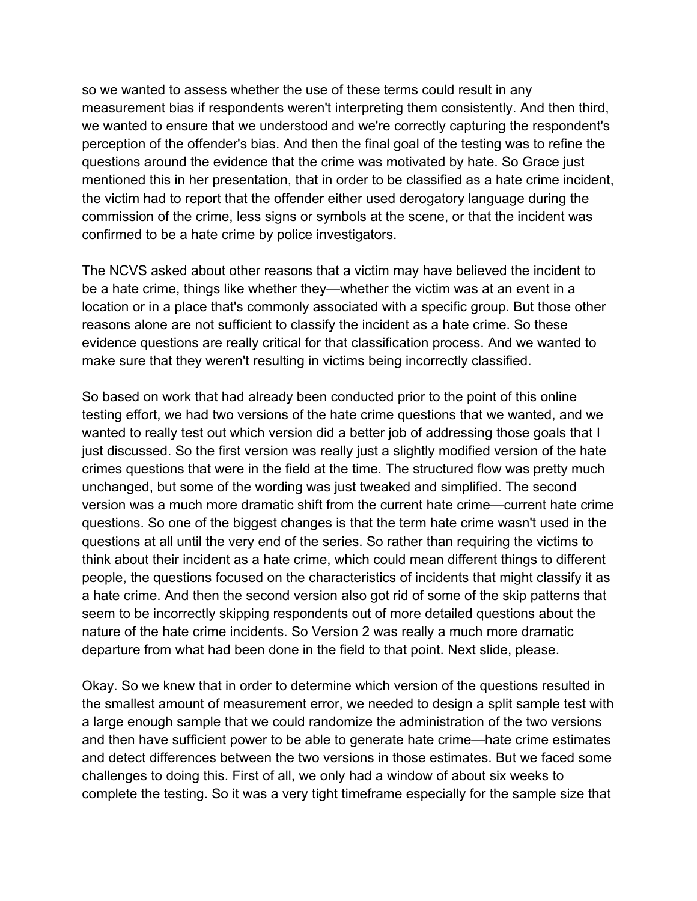so we wanted to assess whether the use of these terms could result in any measurement bias if respondents weren't interpreting them consistently. And then third, we wanted to ensure that we understood and we're correctly capturing the respondent's perception of the offender's bias. And then the final goal of the testing was to refine the questions around the evidence that the crime was motivated by hate. So Grace just mentioned this in her presentation, that in order to be classified as a hate crime incident, the victim had to report that the offender either used derogatory language during the commission of the crime, less signs or symbols at the scene, or that the incident was confirmed to be a hate crime by police investigators.

The NCVS asked about other reasons that a victim may have believed the incident to be a hate crime, things like whether they—whether the victim was at an event in a location or in a place that's commonly associated with a specific group. But those other reasons alone are not sufficient to classify the incident as a hate crime. So these evidence questions are really critical for that classification process. And we wanted to make sure that they weren't resulting in victims being incorrectly classified.

So based on work that had already been conducted prior to the point of this online testing effort, we had two versions of the hate crime questions that we wanted, and we wanted to really test out which version did a better job of addressing those goals that I just discussed. So the first version was really just a slightly modified version of the hate crimes questions that were in the field at the time. The structured flow was pretty much unchanged, but some of the wording was just tweaked and simplified. The second version was a much more dramatic shift from the current hate crime—current hate crime questions. So one of the biggest changes is that the term hate crime wasn't used in the questions at all until the very end of the series. So rather than requiring the victims to think about their incident as a hate crime, which could mean different things to different people, the questions focused on the characteristics of incidents that might classify it as a hate crime. And then the second version also got rid of some of the skip patterns that seem to be incorrectly skipping respondents out of more detailed questions about the nature of the hate crime incidents. So Version 2 was really a much more dramatic departure from what had been done in the field to that point. Next slide, please.

Okay. So we knew that in order to determine which version of the questions resulted in the smallest amount of measurement error, we needed to design a split sample test with a large enough sample that we could randomize the administration of the two versions and then have sufficient power to be able to generate hate crime—hate crime estimates and detect differences between the two versions in those estimates. But we faced some challenges to doing this. First of all, we only had a window of about six weeks to complete the testing. So it was a very tight timeframe especially for the sample size that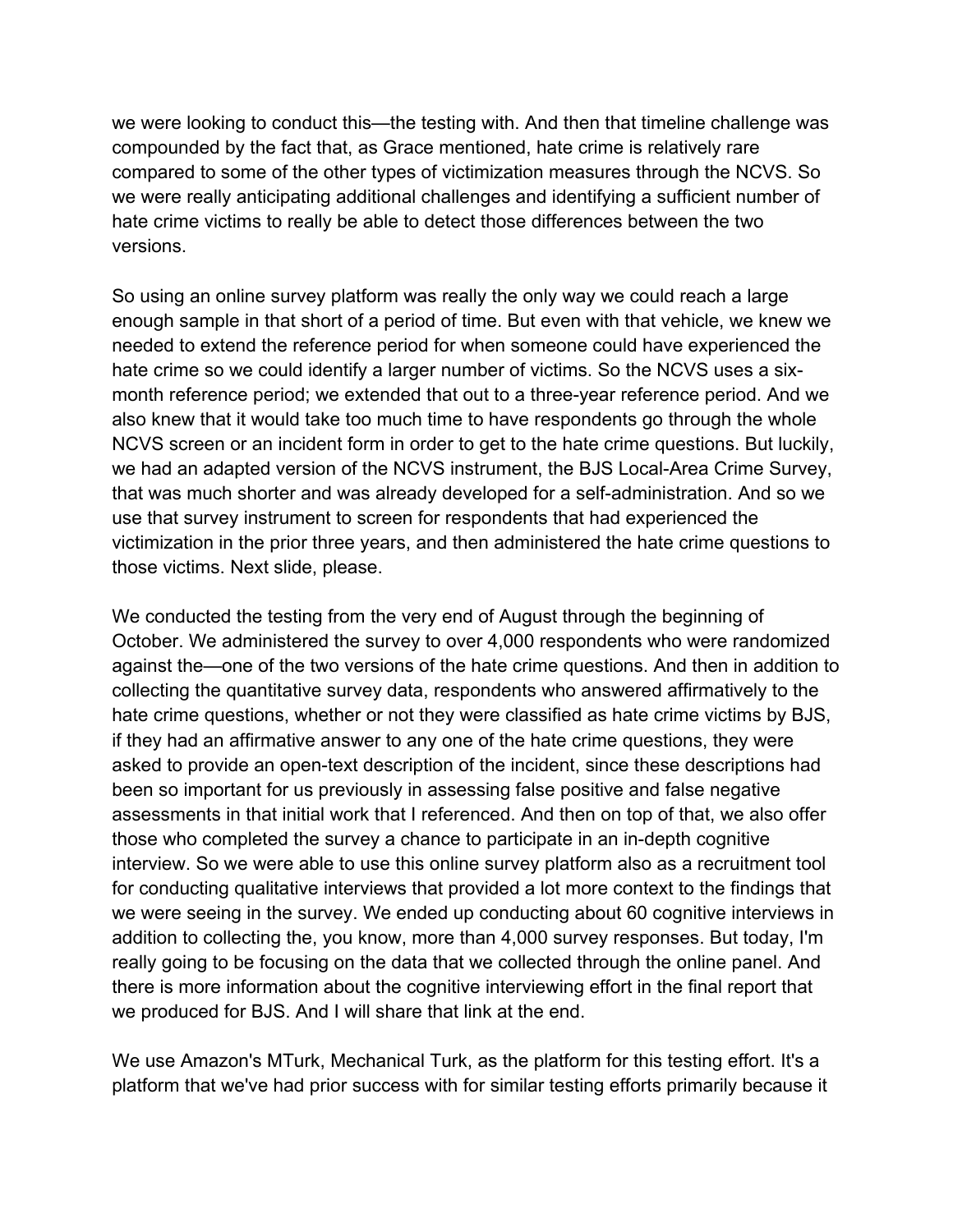we were looking to conduct this—the testing with. And then that timeline challenge was compounded by the fact that, as Grace mentioned, hate crime is relatively rare compared to some of the other types of victimization measures through the NCVS. So we were really anticipating additional challenges and identifying a sufficient number of hate crime victims to really be able to detect those differences between the two versions.

So using an online survey platform was really the only way we could reach a large enough sample in that short of a period of time. But even with that vehicle, we knew we needed to extend the reference period for when someone could have experienced the hate crime so we could identify a larger number of victims. So the NCVS uses a six-month reference period; we extended that out to a three-year reference period. And we also knew that it would take too much time to have respondents go through the whole NCVS screen or an incident form in order to get to the hate crime questions. But luckily, we had an adapted version of the NCVS instrument, the BJS Local-Area Crime Survey, that was much shorter and was already developed for a self-administration. And so we use that survey instrument to screen for respondents that had experienced the victimization in the prior three years, and then administered the hate crime questions to those victims. Next slide, please.

We conducted the testing from the very end of August through the beginning of October. We administered the survey to over 4,000 respondents who were randomized against the—one of the two versions of the hate crime questions. And then in addition to collecting the quantitative survey data, respondents who answered affirmatively to the hate crime questions, whether or not they were classified as hate crime victims by BJS, if they had an affirmative answer to any one of the hate crime questions, they were asked to provide an open-text description of the incident, since these descriptions had been so important for us previously in assessing false positive and false negative assessments in that initial work that I referenced. And then on top of that, we also offer those who completed the survey a chance to participate in an in-depth cognitive interview. So we were able to use this online survey platform also as a recruitment tool for conducting qualitative interviews that provided a lot more context to the findings that we were seeing in the survey. We ended up conducting about 60 cognitive interviews in addition to collecting the, you know, more than 4,000 survey responses. But today, I'm really going to be focusing on the data that we collected through the online panel. And there is more information about the cognitive interviewing effort in the final report that we produced for BJS. And I will share that link at the end.

We use Amazon's MTurk, Mechanical Turk, as the platform for this testing effort. It's a platform that we've had prior success with for similar testing efforts primarily because it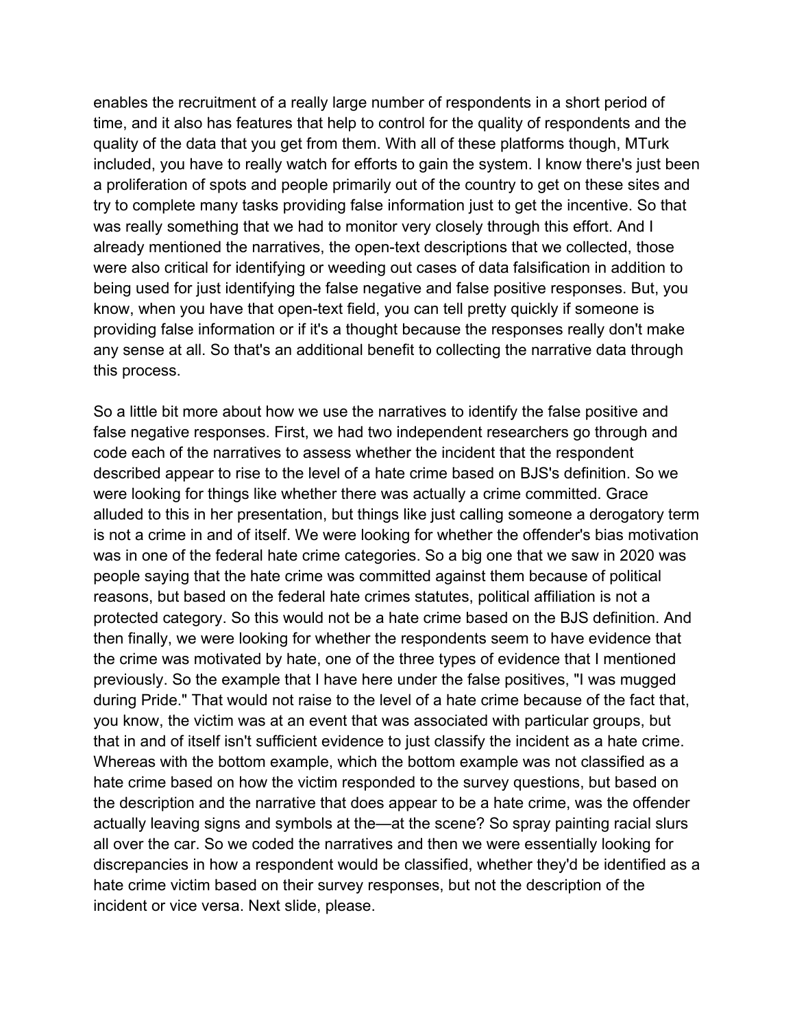enables the recruitment of a really large number of respondents in a short period of time, and it also has features that help to control for the quality of respondents and the quality of the data that you get from them. With all of these platforms though, MTurk included, you have to really watch for efforts to gain the system. I know there's just been a proliferation of spots and people primarily out of the country to get on these sites and try to complete many tasks providing false information just to get the incentive. So that was really something that we had to monitor very closely through this effort. And I already mentioned the narratives, the open-text descriptions that we collected, those were also critical for identifying or weeding out cases of data falsification in addition to being used for just identifying the false negative and false positive responses. But, you know, when you have that open-text field, you can tell pretty quickly if someone is providing false information or if it's a thought because the responses really don't make any sense at all. So that's an additional benefit to collecting the narrative data through this process.

So a little bit more about how we use the narratives to identify the false positive and false negative responses. First, we had two independent researchers go through and code each of the narratives to assess whether the incident that the respondent described appear to rise to the level of a hate crime based on BJS's definition. So we were looking for things like whether there was actually a crime committed. Grace alluded to this in her presentation, but things like just calling someone a derogatory term is not a crime in and of itself. We were looking for whether the offender's bias motivation was in one of the federal hate crime categories. So a big one that we saw in 2020 was people saying that the hate crime was committed against them because of political reasons, but based on the federal hate crimes statutes, political affiliation is not a protected category. So this would not be a hate crime based on the BJS definition. And then finally, we were looking for whether the respondents seem to have evidence that the crime was motivated by hate, one of the three types of evidence that I mentioned previously. So the example that I have here under the false positives, "I was mugged during Pride." That would not raise to the level of a hate crime because of the fact that, you know, the victim was at an event that was associated with particular groups, but that in and of itself isn't sufficient evidence to just classify the incident as a hate crime. Whereas with the bottom example, which the bottom example was not classified as a hate crime based on how the victim responded to the survey questions, but based on the description and the narrative that does appear to be a hate crime, was the offender actually leaving signs and symbols at the—at the scene? So spray painting racial slurs all over the car. So we coded the narratives and then we were essentially looking for discrepancies in how a respondent would be classified, whether they'd be identified as a hate crime victim based on their survey responses, but not the description of the incident or vice versa. Next slide, please.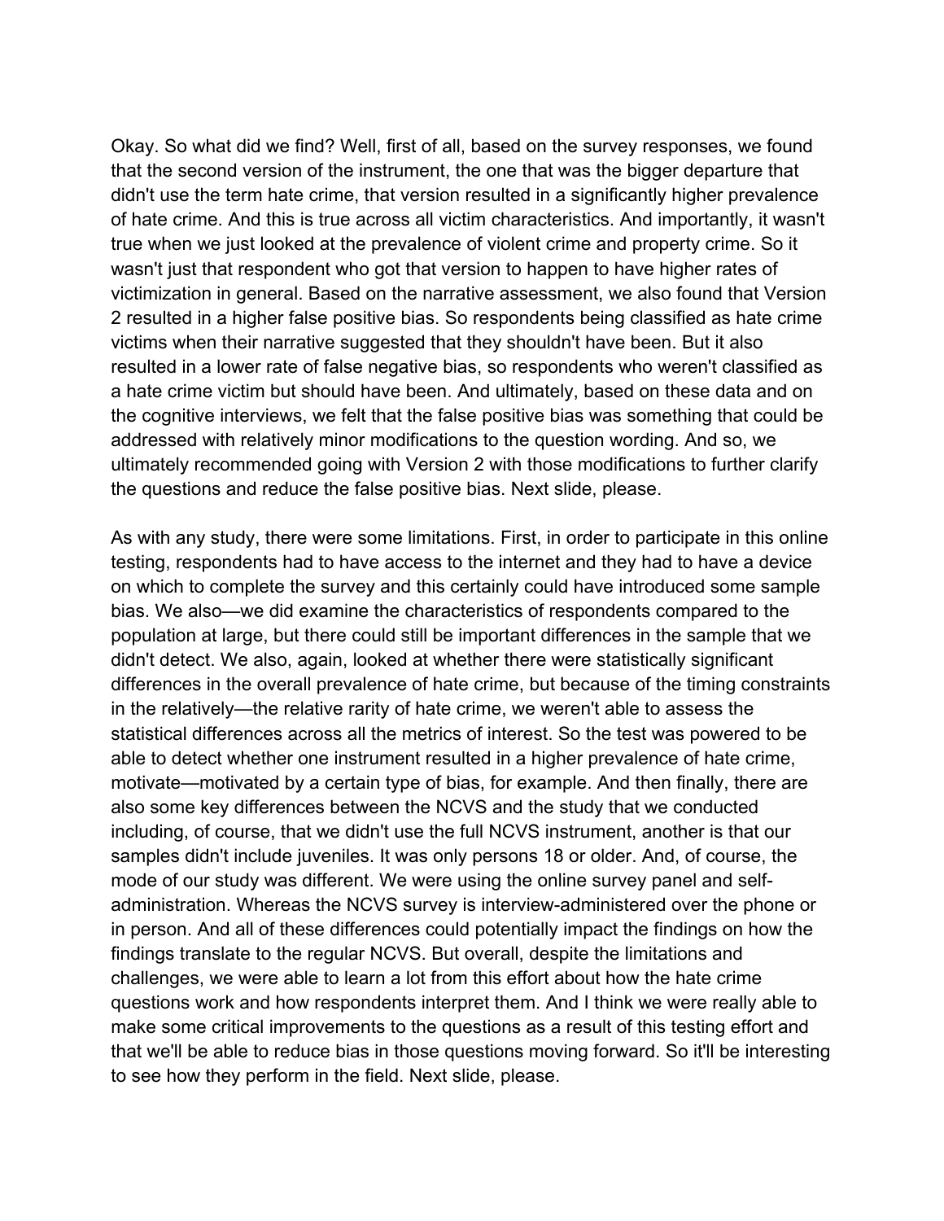Okay. So what did we find? Well, first of all, based on the survey responses, we found that the second version of the instrument, the one that was the bigger departure that didn't use the term hate crime, that version resulted in a significantly higher prevalence of hate crime. And this is true across all victim characteristics. And importantly, it wasn't true when we just looked at the prevalence of violent crime and property crime. So it wasn't just that respondent who got that version to happen to have higher rates of victimization in general. Based on the narrative assessment, we also found that Version 2 resulted in a higher false positive bias. So respondents being classified as hate crime victims when their narrative suggested that they shouldn't have been. But it also resulted in a lower rate of false negative bias, so respondents who weren't classified as a hate crime victim but should have been. And ultimately, based on these data and on the cognitive interviews, we felt that the false positive bias was something that could be addressed with relatively minor modifications to the question wording. And so, we ultimately recommended going with Version 2 with those modifications to further clarify the questions and reduce the false positive bias. Next slide, please.

As with any study, there were some limitations. First, in order to participate in this online testing, respondents had to have access to the internet and they had to have a device on which to complete the survey and this certainly could have introduced some sample bias. We also—we did examine the characteristics of respondents compared to the population at large, but there could still be important differences in the sample that we didn't detect. We also, again, looked at whether there were statistically significant differences in the overall prevalence of hate crime, but because of the timing constraints in the relatively—the relative rarity of hate crime, we weren't able to assess the statistical differences across all the metrics of interest. So the test was powered to be able to detect whether one instrument resulted in a higher prevalence of hate crime, motivate—motivated by a certain type of bias, for example. And then finally, there are also some key differences between the NCVS and the study that we conducted including, of course, that we didn't use the full NCVS instrument, another is that our samples didn't include juveniles. It was only persons 18 or older. And, of course, the mode of our study was different. We were using the online survey panel and self-administration. Whereas the NCVS survey is interview-administered over the phone or in person. And all of these differences could potentially impact the findings on how the findings translate to the regular NCVS. But overall, despite the limitations and challenges, we were able to learn a lot from this effort about how the hate crime questions work and how respondents interpret them. And I think we were really able to make some critical improvements to the questions as a result of this testing effort and that we'll be able to reduce bias in those questions moving forward. So it'll be interesting to see how they perform in the field. Next slide, please.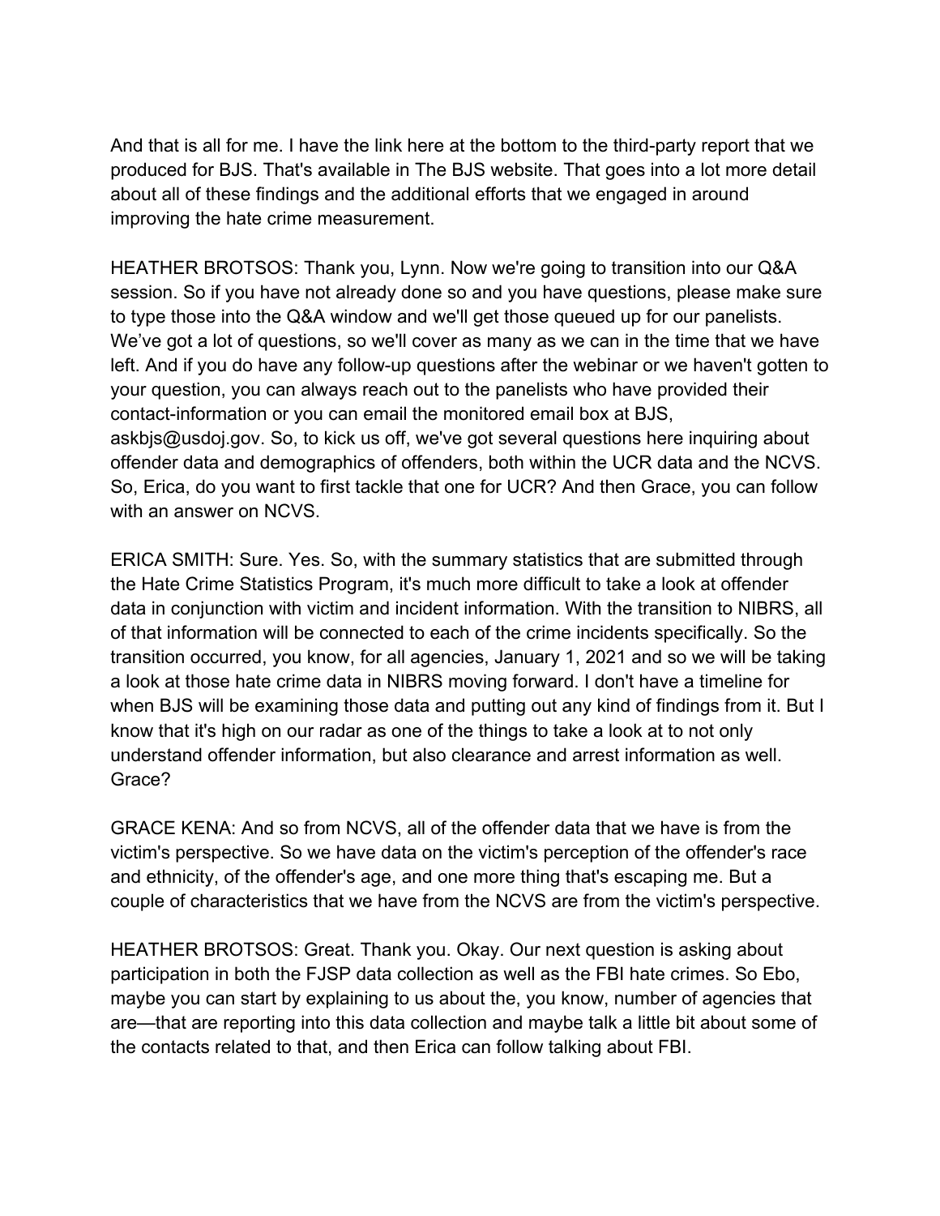And that is all for me. I have the link here at the bottom to the third-party report that we produced for BJS. That's available in The BJS website. That goes into a lot more detail about all of these findings and the additional efforts that we engaged in around improving the hate crime measurement.

HEATHER BROTSOS: Thank you, Lynn. Now we're going to transition into our Q&A session. So if you have not already done so and you have questions, please make sure to type those into the Q&A window and we'll get those queued up for our panelists. We've got a lot of questions, so we'll cover as many as we can in the time that we have left. And if you do have any follow-up questions after the webinar or we haven't gotten to your question, you can always reach out to the panelists who have provided their contact-information or you can email the monitored email box at BJS, askbjs@usdoj.gov. So, to kick us off, we've got several questions here inquiring about offender data and demographics of offenders, both within the UCR data and the NCVS. So, Erica, do you want to first tackle that one for UCR? And then Grace, you can follow with an answer on NCVS.

ERICA SMITH: Sure. Yes. So, with the summary statistics that are submitted through the Hate Crime Statistics Program, it's much more difficult to take a look at offender data in conjunction with victim and incident information. With the transition to NIBRS, all of that information will be connected to each of the crime incidents specifically. So the transition occurred, you know, for all agencies, January 1, 2021 and so we will be taking a look at those hate crime data in NIBRS moving forward. I don't have a timeline for when BJS will be examining those data and putting out any kind of findings from it. But I know that it's high on our radar as one of the things to take a look at to not only understand offender information, but also clearance and arrest information as well. Grace?

GRACE KENA: And so from NCVS, all of the offender data that we have is from the victim's perspective. So we have data on the victim's perception of the offender's race and ethnicity, of the offender's age, and one more thing that's escaping me. But a couple of characteristics that we have from the NCVS are from the victim's perspective.

HEATHER BROTSOS: Great. Thank you. Okay. Our next question is asking about participation in both the FJSP data collection as well as the FBI hate crimes. So Ebo, maybe you can start by explaining to us about the, you know, number of agencies that are—that are reporting into this data collection and maybe talk a little bit about some of the contacts related to that, and then Erica can follow talking about FBI.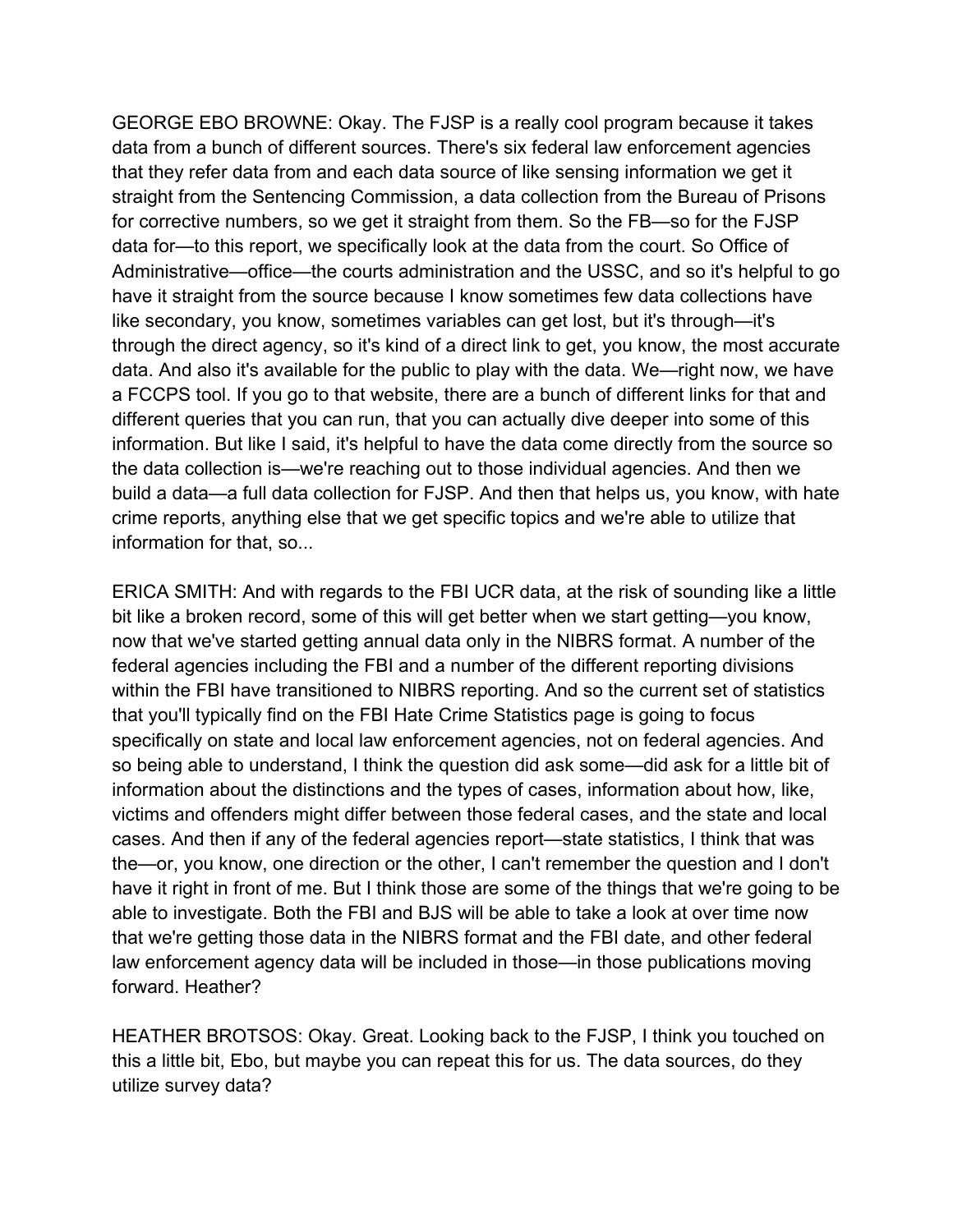GEORGE EBO BROWNE: Okay. The FJSP is a really cool program because it takes data from a bunch of different sources. There's six federal law enforcement agencies that they refer data from and each data source of like sensing information we get it straight from the Sentencing Commission, a data collection from the Bureau of Prisons for corrective numbers, so we get it straight from them. So the FB—so for the FJSP data for—to this report, we specifically look at the data from the court. So Office of Administrative—office—the courts administration and the USSC, and so it's helpful to go have it straight from the source because I know sometimes few data collections have like secondary, you know, sometimes variables can get lost, but it's through—it's through the direct agency, so it's kind of a direct link to get, you know, the most accurate data. And also it's available for the public to play with the data. We—right now, we have a FCCPS tool. If you go to that website, there are a bunch of different links for that and different queries that you can run, that you can actually dive deeper into some of this information. But like I said, it's helpful to have the data come directly from the source so the data collection is—we're reaching out to those individual agencies. And then we build a data—a full data collection for FJSP. And then that helps us, you know, with hate crime reports, anything else that we get specific topics and we're able to utilize that information for that, so...

ERICA SMITH: And with regards to the FBI UCR data, at the risk of sounding like a little bit like a broken record, some of this will get better when we start getting—you know, now that we've started getting annual data only in the NIBRS format. A number of the federal agencies including the FBI and a number of the different reporting divisions within the FBI have transitioned to NIBRS reporting. And so the current set of statistics that you'll typically find on the FBI Hate Crime Statistics page is going to focus specifically on state and local law enforcement agencies, not on federal agencies. And so being able to understand, I think the question did ask some—did ask for a little bit of information about the distinctions and the types of cases, information about how, like, victims and offenders might differ between those federal cases, and the state and local cases. And then if any of the federal agencies report—state statistics, I think that was the—or, you know, one direction or the other, I can't remember the question and I don't have it right in front of me. But I think those are some of the things that we're going to be able to investigate. Both the FBI and BJS will be able to take a look at over time now that we're getting those data in the NIBRS format and the FBI date, and other federal law enforcement agency data will be included in those—in those publications moving forward. Heather?

HEATHER BROTSOS: Okay. Great. Looking back to the FJSP, I think you touched on this a little bit, Ebo, but maybe you can repeat this for us. The data sources, do they utilize survey data?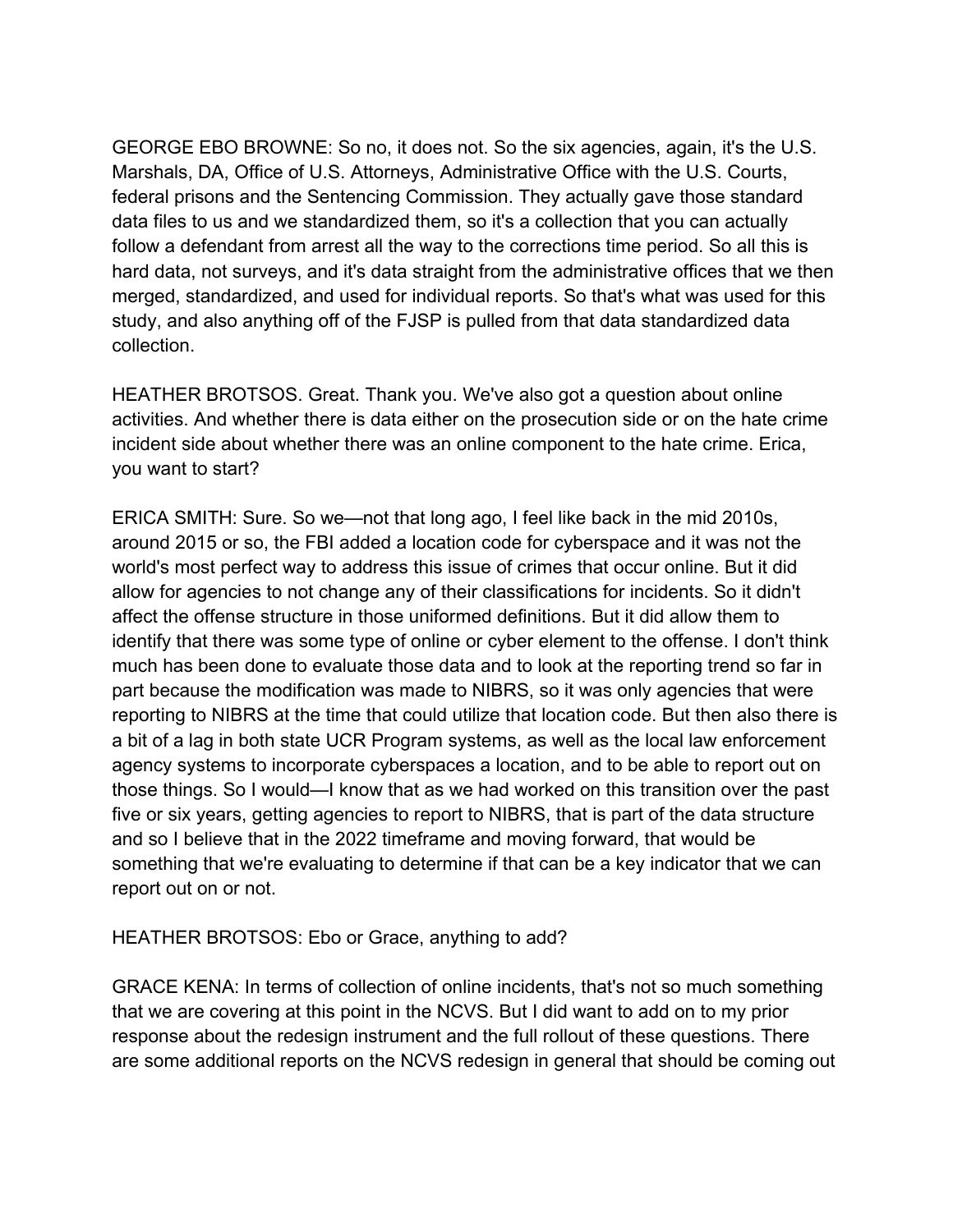GEORGE EBO BROWNE: So no, it does not. So the six agencies, again, it's the U.S. Marshals, DA, Office of U.S. Attorneys, Administrative Office with the U.S. Courts, federal prisons and the Sentencing Commission. They actually gave those standard data files to us and we standardized them, so it's a collection that you can actually follow a defendant from arrest all the way to the corrections time period. So all this is hard data, not surveys, and it's data straight from the administrative offices that we then merged, standardized, and used for individual reports. So that's what was used for this study, and also anything off of the FJSP is pulled from that data standardized data collection.

HEATHER BROTSOS. Great. Thank you. We've also got a question about online activities. And whether there is data either on the prosecution side or on the hate crime incident side about whether there was an online component to the hate crime. Erica, you want to start?

ERICA SMITH: Sure. So we—not that long ago, I feel like back in the mid 2010s, around 2015 or so, the FBI added a location code for cyberspace and it was not the world's most perfect way to address this issue of crimes that occur online. But it did allow for agencies to not change any of their classifications for incidents. So it didn't affect the offense structure in those uniformed definitions. But it did allow them to identify that there was some type of online or cyber element to the offense. I don't think much has been done to evaluate those data and to look at the reporting trend so far in part because the modification was made to NIBRS, so it was only agencies that were reporting to NIBRS at the time that could utilize that location code. But then also there is a bit of a lag in both state UCR Program systems, as well as the local law enforcement agency systems to incorporate cyberspaces a location, and to be able to report out on those things. So I would—I know that as we had worked on this transition over the past five or six years, getting agencies to report to NIBRS, that is part of the data structure and so I believe that in the 2022 timeframe and moving forward, that would be something that we're evaluating to determine if that can be a key indicator that we can report out on or not.

HEATHER BROTSOS: Ebo or Grace, anything to add?

GRACE KENA: In terms of collection of online incidents, that's not so much something that we are covering at this point in the NCVS. But I did want to add on to my prior response about the redesign instrument and the full rollout of these questions. There are some additional reports on the NCVS redesign in general that should be coming out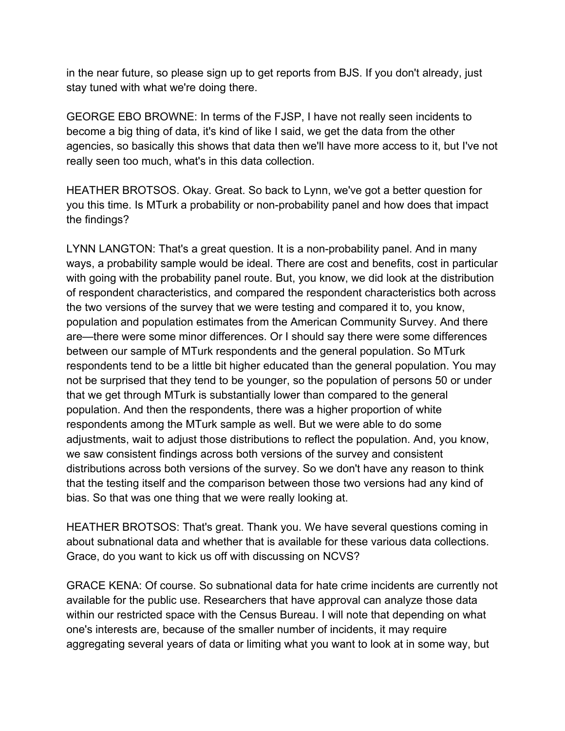in the near future, so please sign up to get reports from BJS. If you don't already, just stay tuned with what we're doing there.

GEORGE EBO BROWNE: In terms of the FJSP, I have not really seen incidents to become a big thing of data, it's kind of like I said, we get the data from the other agencies, so basically this shows that data then we'll have more access to it, but I've not really seen too much, what's in this data collection.

HEATHER BROTSOS. Okay. Great. So back to Lynn, we've got a better question for you this time. Is MTurk a probability or non-probability panel and how does that impact the findings?

LYNN LANGTON: That's a great question. It is a non-probability panel. And in many ways, a probability sample would be ideal. There are cost and benefits, cost in particular with going with the probability panel route. But, you know, we did look at the distribution of respondent characteristics, and compared the respondent characteristics both across the two versions of the survey that we were testing and compared it to, you know, population and population estimates from the American Community Survey. And there are—there were some minor differences. Or I should say there were some differences between our sample of MTurk respondents and the general population. So MTurk respondents tend to be a little bit higher educated than the general population. You may not be surprised that they tend to be younger, so the population of persons 50 or under that we get through MTurk is substantially lower than compared to the general population. And then the respondents, there was a higher proportion of white respondents among the MTurk sample as well. But we were able to do some adjustments, wait to adjust those distributions to reflect the population. And, you know, we saw consistent findings across both versions of the survey and consistent distributions across both versions of the survey. So we don't have any reason to think that the testing itself and the comparison between those two versions had any kind of bias. So that was one thing that we were really looking at.

HEATHER BROTSOS: That's great. Thank you. We have several questions coming in about subnational data and whether that is available for these various data collections. Grace, do you want to kick us off with discussing on NCVS?

GRACE KENA: Of course. So subnational data for hate crime incidents are currently not available for the public use. Researchers that have approval can analyze those data within our restricted space with the Census Bureau. I will note that depending on what one's interests are, because of the smaller number of incidents, it may require aggregating several years of data or limiting what you want to look at in some way, but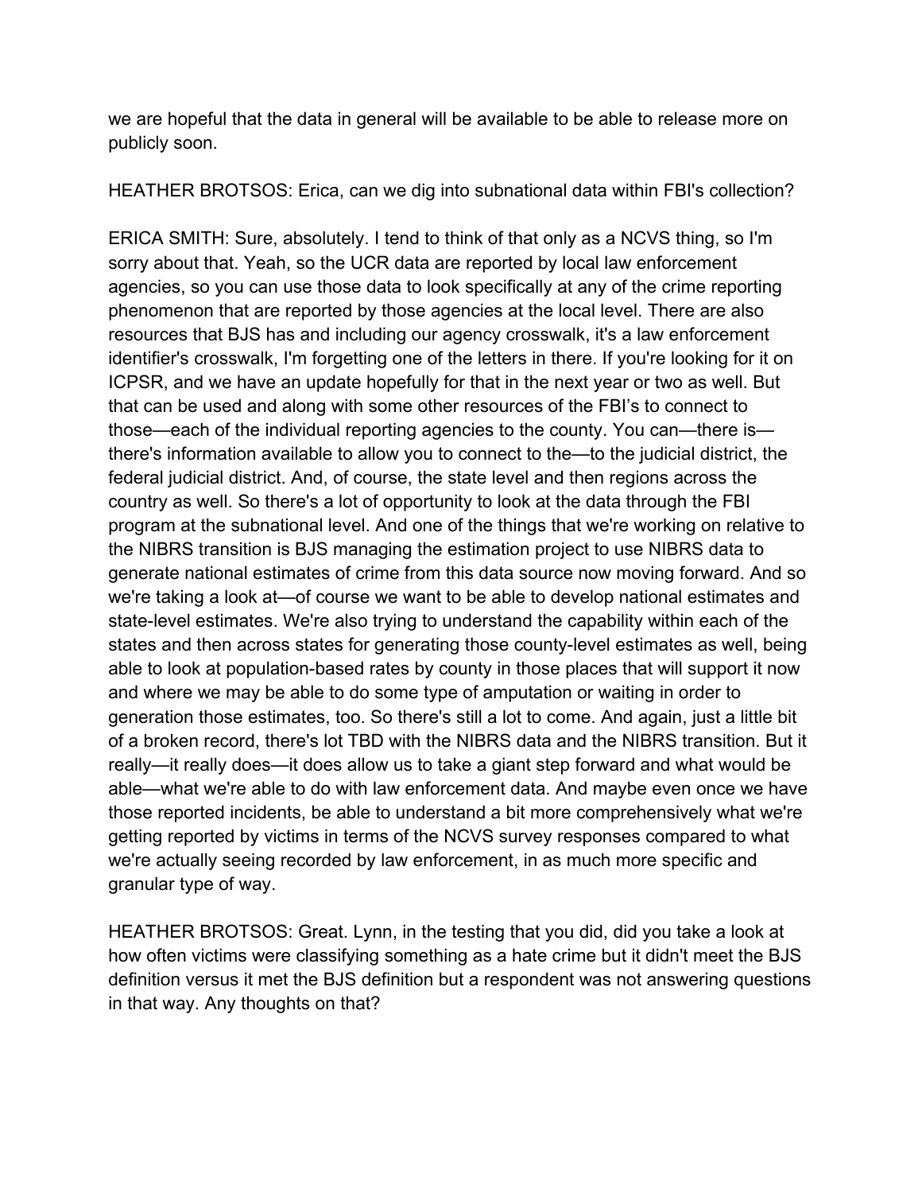we are hopeful that the data in general will be available to be able to release more on publicly soon.

HEATHER BROTSOS: Erica, can we dig into subnational data within FBI's collection?

ERICA SMITH: Sure, absolutely. I tend to think of that only as a NCVS thing, so I'm sorry about that. Yeah, so the UCR data are reported by local law enforcement agencies, so you can use those data to look specifically at any of the crime reporting phenomenon that are reported by those agencies at the local level. There are also resources that BJS has and including our agency crosswalk, it's a law enforcement identifier's crosswalk, I'm forgetting one of the letters in there. If you're looking for it on ICPSR, and we have an update hopefully for that in the next year or two as well. But that can be used and along with some other resources of the FBI's to connect to those—each of the individual reporting agencies to the county. You can—there is—there's information available to allow you to connect to the—to the judicial district, the federal judicial district. And, of course, the state level and then regions across the country as well. So there's a lot of opportunity to look at the data through the FBI program at the subnational level. And one of the things that we're working on relative to the NIBRS transition is BJS managing the estimation project to use NIBRS data to generate national estimates of crime from this data source now moving forward. And so we're taking a look at—of course we want to be able to develop national estimates and state-level estimates. We're also trying to understand the capability within each of the states and then across states for generating those county-level estimates as well, being able to look at population-based rates by county in those places that will support it now and where we may be able to do some type of amputation or waiting in order to generation those estimates, too. So there's still a lot to come. And again, just a little bit of a broken record, there's lot TBD with the NIBRS data and the NIBRS transition. But it really—it really does—it does allow us to take a giant step forward and what would be able—what we're able to do with law enforcement data. And maybe even once we have those reported incidents, be able to understand a bit more comprehensively what we're getting reported by victims in terms of the NCVS survey responses compared to what we're actually seeing recorded by law enforcement, in as much more specific and granular type of way.

HEATHER BROTSOS: Great. Lynn, in the testing that you did, did you take a look at how often victims were classifying something as a hate crime but it didn't meet the BJS definition versus it met the BJS definition but a respondent was not answering questions in that way. Any thoughts on that?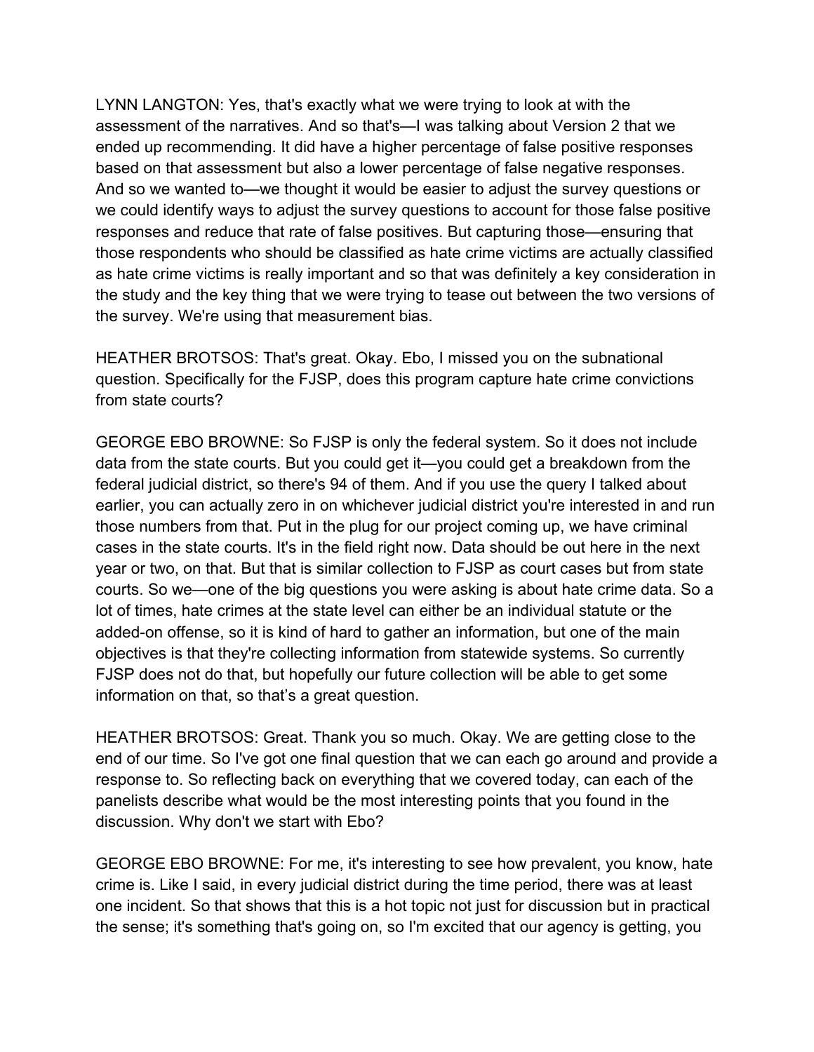LYNN LANGTON: Yes, that's exactly what we were trying to look at with the assessment of the narratives. And so that's—I was talking about Version 2 that we ended up recommending. It did have a higher percentage of false positive responses based on that assessment but also a lower percentage of false negative responses. And so we wanted to—we thought it would be easier to adjust the survey questions or we could identify ways to adjust the survey questions to account for those false positive responses and reduce that rate of false positives. But capturing those—ensuring that those respondents who should be classified as hate crime victims are actually classified as hate crime victims is really important and so that was definitely a key consideration in the study and the key thing that we were trying to tease out between the two versions of the survey. We're using that measurement bias.

HEATHER BROTSOS: That's great. Okay. Ebo, I missed you on the subnational question. Specifically for the FJSP, does this program capture hate crime convictions from state courts?

GEORGE EBO BROWNE: So FJSP is only the federal system. So it does not include data from the state courts. But you could get it—you could get a breakdown from the federal judicial district, so there's 94 of them. And if you use the query I talked about earlier, you can actually zero in on whichever judicial district you're interested in and run those numbers from that. Put in the plug for our project coming up, we have criminal cases in the state courts. It's in the field right now. Data should be out here in the next year or two, on that. But that is similar collection to FJSP as court cases but from state courts. So we—one of the big questions you were asking is about hate crime data. So a lot of times, hate crimes at the state level can either be an individual statute or the added-on offense, so it is kind of hard to gather an information, but one of the main objectives is that they're collecting information from statewide systems. So currently FJSP does not do that, but hopefully our future collection will be able to get some information on that, so that's a great question.

HEATHER BROTSOS: Great. Thank you so much. Okay. We are getting close to the end of our time. So I've got one final question that we can each go around and provide a response to. So reflecting back on everything that we covered today, can each of the panelists describe what would be the most interesting points that you found in the discussion. Why don't we start with Ebo?

GEORGE EBO BROWNE: For me, it's interesting to see how prevalent, you know, hate crime is. Like I said, in every judicial district during the time period, there was at least one incident. So that shows that this is a hot topic not just for discussion but in practical the sense; it's something that's going on, so I'm excited that our agency is getting, you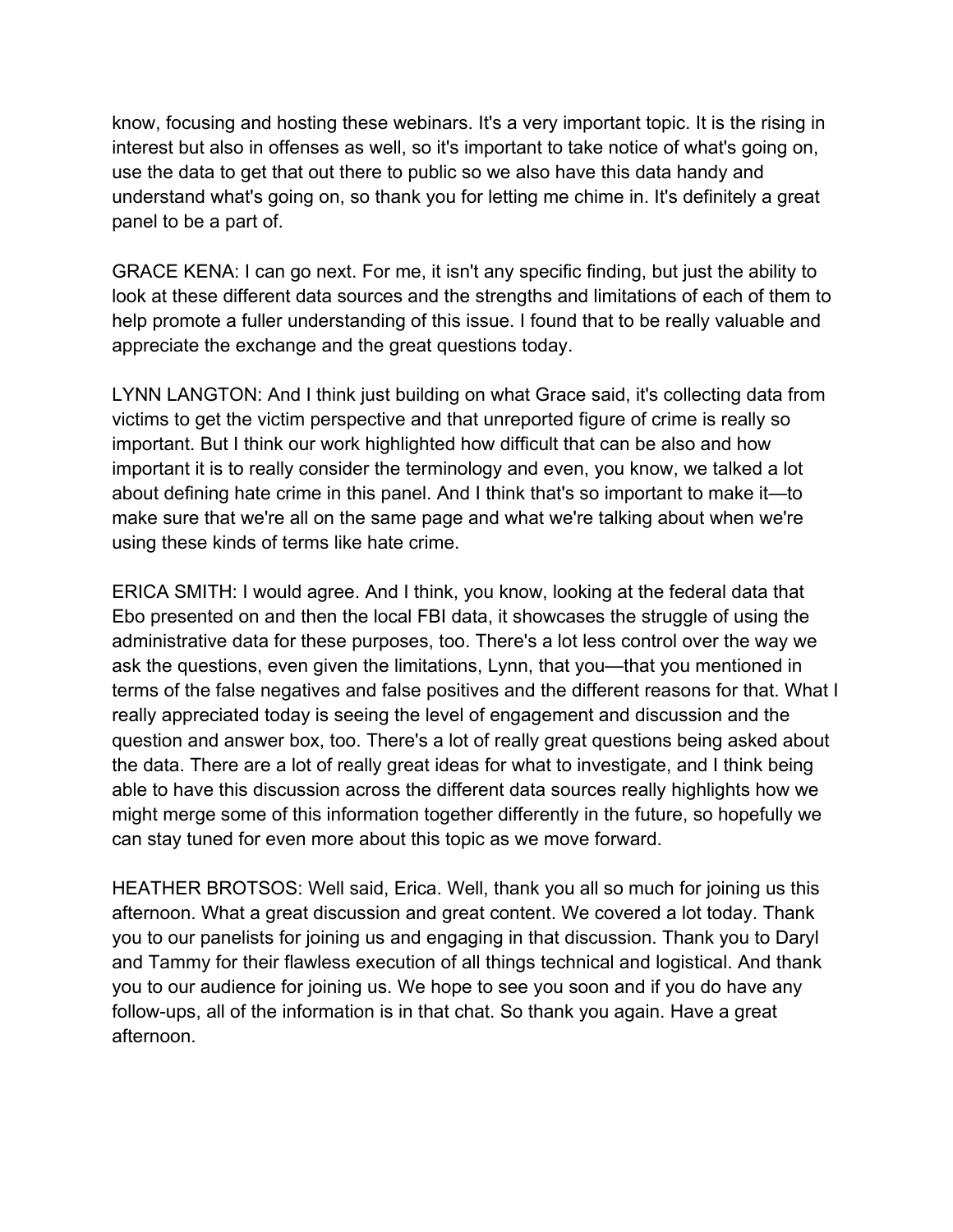know, focusing and hosting these webinars. It's a very important topic. It is the rising in interest but also in offenses as well, so it's important to take notice of what's going on, use the data to get that out there to public so we also have this data handy and understand what's going on, so thank you for letting me chime in. It's definitely a great panel to be a part of.

GRACE KENA: I can go next. For me, it isn't any specific finding, but just the ability to look at these different data sources and the strengths and limitations of each of them to help promote a fuller understanding of this issue. I found that to be really valuable and appreciate the exchange and the great questions today.

LYNN LANGTON: And I think just building on what Grace said, it's collecting data from victims to get the victim perspective and that unreported figure of crime is really so important. But I think our work highlighted how difficult that can be also and how important it is to really consider the terminology and even, you know, we talked a lot about defining hate crime in this panel. And I think that's so important to make it—to make sure that we're all on the same page and what we're talking about when we're using these kinds of terms like hate crime.

ERICA SMITH: I would agree. And I think, you know, looking at the federal data that Ebo presented on and then the local FBI data, it showcases the struggle of using the administrative data for these purposes, too. There's a lot less control over the way we ask the questions, even given the limitations, Lynn, that you—that you mentioned in terms of the false negatives and false positives and the different reasons for that. What I really appreciated today is seeing the level of engagement and discussion and the question and answer box, too. There's a lot of really great questions being asked about the data. There are a lot of really great ideas for what to investigate, and I think being able to have this discussion across the different data sources really highlights how we might merge some of this information together differently in the future, so hopefully we can stay tuned for even more about this topic as we move forward.

HEATHER BROTSOS: Well said, Erica. Well, thank you all so much for joining us this afternoon. What a great discussion and great content. We covered a lot today. Thank you to our panelists for joining us and engaging in that discussion. Thank you to Daryl and Tammy for their flawless execution of all things technical and logistical. And thank you to our audience for joining us. We hope to see you soon and if you do have any follow-ups, all of the information is in that chat. So thank you again. Have a great afternoon.